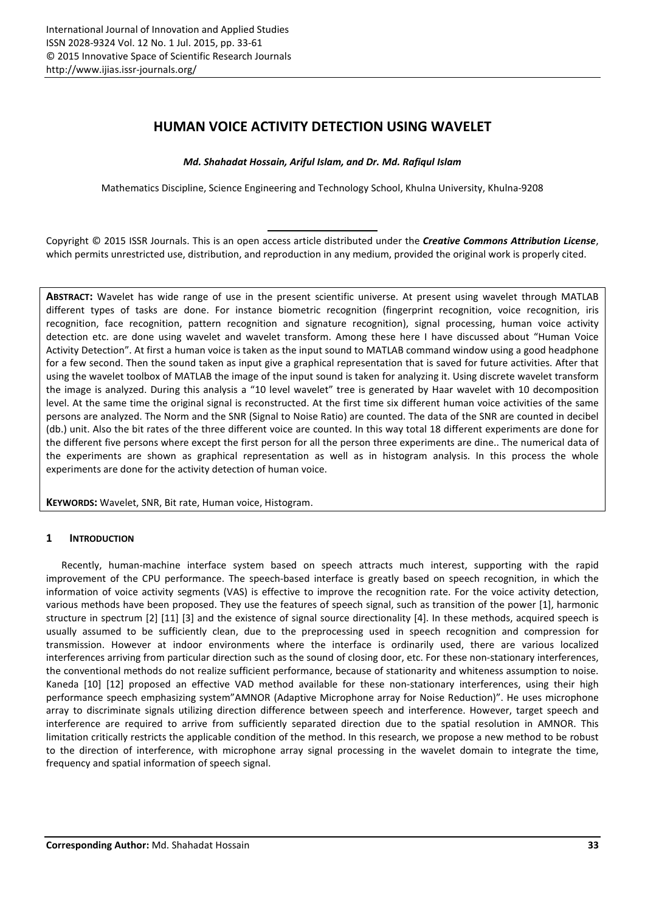# HUMAN VOICE ACTIVITY DETECTION USING WAVELET

***Md. Shahadat Hossain, Ariful Islam, and Dr. Md. Rafiqul Islam***

Mathematics Discipline, Science Engineering and Technology School, Khulna University, Khulna-9208

Copyright © 2015 ISSR Journals. This is an open access article distributed under the ***Creative Commons Attribution License***, which permits unrestricted use, distribution, and reproduction in any medium, provided the original work is properly cited.

**ABSTRACT:** Wavelet has wide range of use in the present scientific universe. At present using wavelet through MATLAB different types of tasks are done. For instance biometric recognition (fingerprint recognition, voice recognition, iris recognition, face recognition, pattern recognition and signature recognition), signal processing, human voice activity detection etc. are done using wavelet and wavelet transform. Among these here I have discussed about "Human Voice Activity Detection". At first a human voice is taken as the input sound to MATLAB command window using a good headphone for a few second. Then the sound taken as input give a graphical representation that is saved for future activities. After that using the wavelet toolbox of MATLAB the image of the input sound is taken for analyzing it. Using discrete wavelet transform the image is analyzed. During this analysis a "10 level wavelet" tree is generated by Haar wavelet with 10 decomposition level. At the same time the original signal is reconstructed. At the first time six different human voice activities of the same persons are analyzed. The Norm and the SNR (Signal to Noise Ratio) are counted. The data of the SNR are counted in decibel (db.) unit. Also the bit rates of the three different voice are counted. In this way total 18 different experiments are done for the different five persons where except the first person for all the person three experiments are dine.. The numerical data of the experiments are shown as graphical representation as well as in histogram analysis. In this process the whole experiments are done for the activity detection of human voice.

**KEYWORDS:** Wavelet, SNR, Bit rate, Human voice, Histogram.

## 1 INTRODUCTION

Recently, human-machine interface system based on speech attracts much interest, supporting with the rapid improvement of the CPU performance. The speech-based interface is greatly based on speech recognition, in which the information of voice activity segments (VAS) is effective to improve the recognition rate. For the voice activity detection, various methods have been proposed. They use the features of speech signal, such as transition of the power [1], harmonic structure in spectrum [2] [11] [3] and the existence of signal source directionality [4]. In these methods, acquired speech is usually assumed to be sufficiently clean, due to the preprocessing used in speech recognition and compression for transmission. However at indoor environments where the interface is ordinarily used, there are various localized interferences arriving from particular direction such as the sound of closing door, etc. For these non-stationary interferences, the conventional methods do not realize sufficient performance, because of stationarity and whiteness assumption to noise. Kaneda [10] [12] proposed an effective VAD method available for these non-stationary interferences, using their high performance speech emphasizing system"AMNOR (Adaptive Microphone array for Noise Reduction)". He uses microphone array to discriminate signals utilizing direction difference between speech and interference. However, target speech and interference are required to arrive from sufficiently separated direction due to the spatial resolution in AMNOR. This limitation critically restricts the applicable condition of the method. In this research, we propose a new method to be robust to the direction of interference, with microphone array signal processing in the wavelet domain to integrate the time, frequency and spatial information of speech signal.

**Corresponding Author:** Md. Shahadat Hossain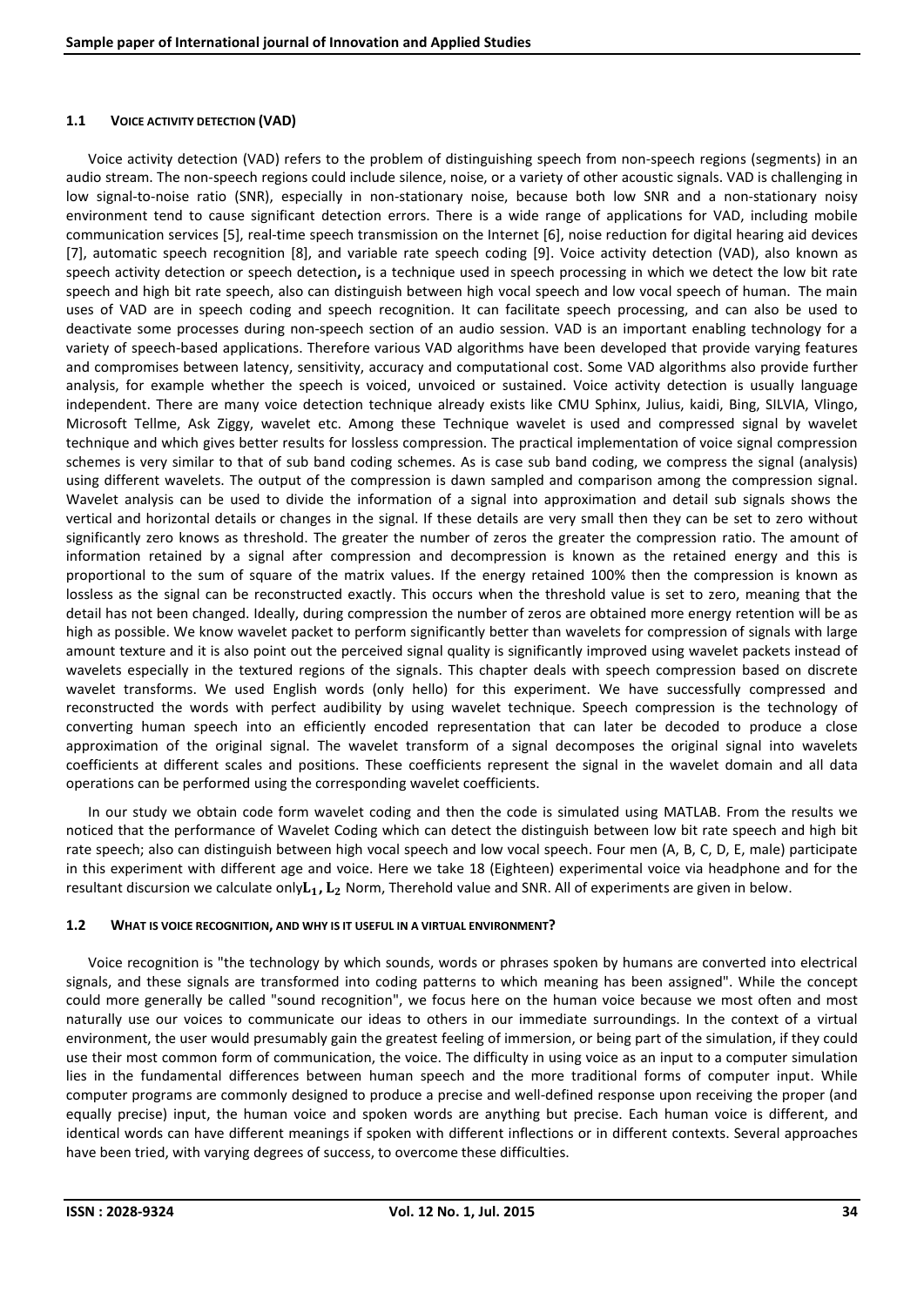### 1.1 VOICE ACTIVITY DETECTION (VAD)

Voice activity detection (VAD) refers to the problem of distinguishing speech from non-speech regions (segments) in an audio stream. The non-speech regions could include silence, noise, or a variety of other acoustic signals. VAD is challenging in low signal-to-noise ratio (SNR), especially in non-stationary noise, because both low SNR and a non-stationary noisy environment tend to cause significant detection errors. There is a wide range of applications for VAD, including mobile communication services [5], real-time speech transmission on the Internet [6], noise reduction for digital hearing aid devices [7], automatic speech recognition [8], and variable rate speech coding [9]. Voice activity detection (VAD), also known as speech activity detection or speech detection**,** is a technique used in speech processing in which we detect the low bit rate speech and high bit rate speech, also can distinguish between high vocal speech and low vocal speech of human. The main uses of VAD are in speech coding and speech recognition. It can facilitate speech processing, and can also be used to deactivate some processes during non-speech section of an audio session. VAD is an important enabling technology for a variety of speech-based applications. Therefore various VAD algorithms have been developed that provide varying features and compromises between latency, sensitivity, accuracy and computational cost. Some VAD algorithms also provide further analysis, for example whether the speech is voiced, unvoiced or sustained. Voice activity detection is usually language independent. There are many voice detection technique already exists like CMU Sphinx, Julius, kaidi, Bing, SILVIA, Vlingo, Microsoft Tellme, Ask Ziggy, wavelet etc. Among these Technique wavelet is used and compressed signal by wavelet technique and which gives better results for lossless compression. The practical implementation of voice signal compression schemes is very similar to that of sub band coding schemes. As is case sub band coding, we compress the signal (analysis) using different wavelets. The output of the compression is dawn sampled and comparison among the compression signal. Wavelet analysis can be used to divide the information of a signal into approximation and detail sub signals shows the vertical and horizontal details or changes in the signal. If these details are very small then they can be set to zero without significantly zero knows as threshold. The greater the number of zeros the greater the compression ratio. The amount of information retained by a signal after compression and decompression is known as the retained energy and this is proportional to the sum of square of the matrix values. If the energy retained 100% then the compression is known as lossless as the signal can be reconstructed exactly. This occurs when the threshold value is set to zero, meaning that the detail has not been changed. Ideally, during compression the number of zeros are obtained more energy retention will be as high as possible. We know wavelet packet to perform significantly better than wavelets for compression of signals with large amount texture and it is also point out the perceived signal quality is significantly improved using wavelet packets instead of wavelets especially in the textured regions of the signals. This chapter deals with speech compression based on discrete wavelet transforms. We used English words (only hello) for this experiment. We have successfully compressed and reconstructed the words with perfect audibility by using wavelet technique. Speech compression is the technology of converting human speech into an efficiently encoded representation that can later be decoded to produce a close approximation of the original signal. The wavelet transform of a signal decomposes the original signal into wavelets coefficients at different scales and positions. These coefficients represent the signal in the wavelet domain and all data operations can be performed using the corresponding wavelet coefficients.

In our study we obtain code form wavelet coding and then the code is simulated using MATLAB. From the results we noticed that the performance of Wavelet Coding which can detect the distinguish between low bit rate speech and high bit rate speech; also can distinguish between high vocal speech and low vocal speech. Four men (A, B, C, D, E, male) participate in this experiment with different age and voice. Here we take 18 (Eighteen) experimental voice via headphone and for the resultant discursion we calculate only$\mathbf{L_1, L_2}$ Norm, Therehold value and SNR. All of experiments are given in below.

### 1.2 WHAT IS VOICE RECOGNITION, AND WHY IS IT USEFUL IN A VIRTUAL ENVIRONMENT?

Voice recognition is "the technology by which sounds, words or phrases spoken by humans are converted into electrical signals, and these signals are transformed into coding patterns to which meaning has been assigned". While the concept could more generally be called "sound recognition", we focus here on the human voice because we most often and most naturally use our voices to communicate our ideas to others in our immediate surroundings. In the context of a virtual environment, the user would presumably gain the greatest feeling of immersion, or being part of the simulation, if they could use their most common form of communication, the voice. The difficulty in using voice as an input to a computer simulation lies in the fundamental differences between human speech and the more traditional forms of computer input. While computer programs are commonly designed to produce a precise and well-defined response upon receiving the proper (and equally precise) input, the human voice and spoken words are anything but precise. Each human voice is different, and identical words can have different meanings if spoken with different inflections or in different contexts. Several approaches have been tried, with varying degrees of success, to overcome these difficulties.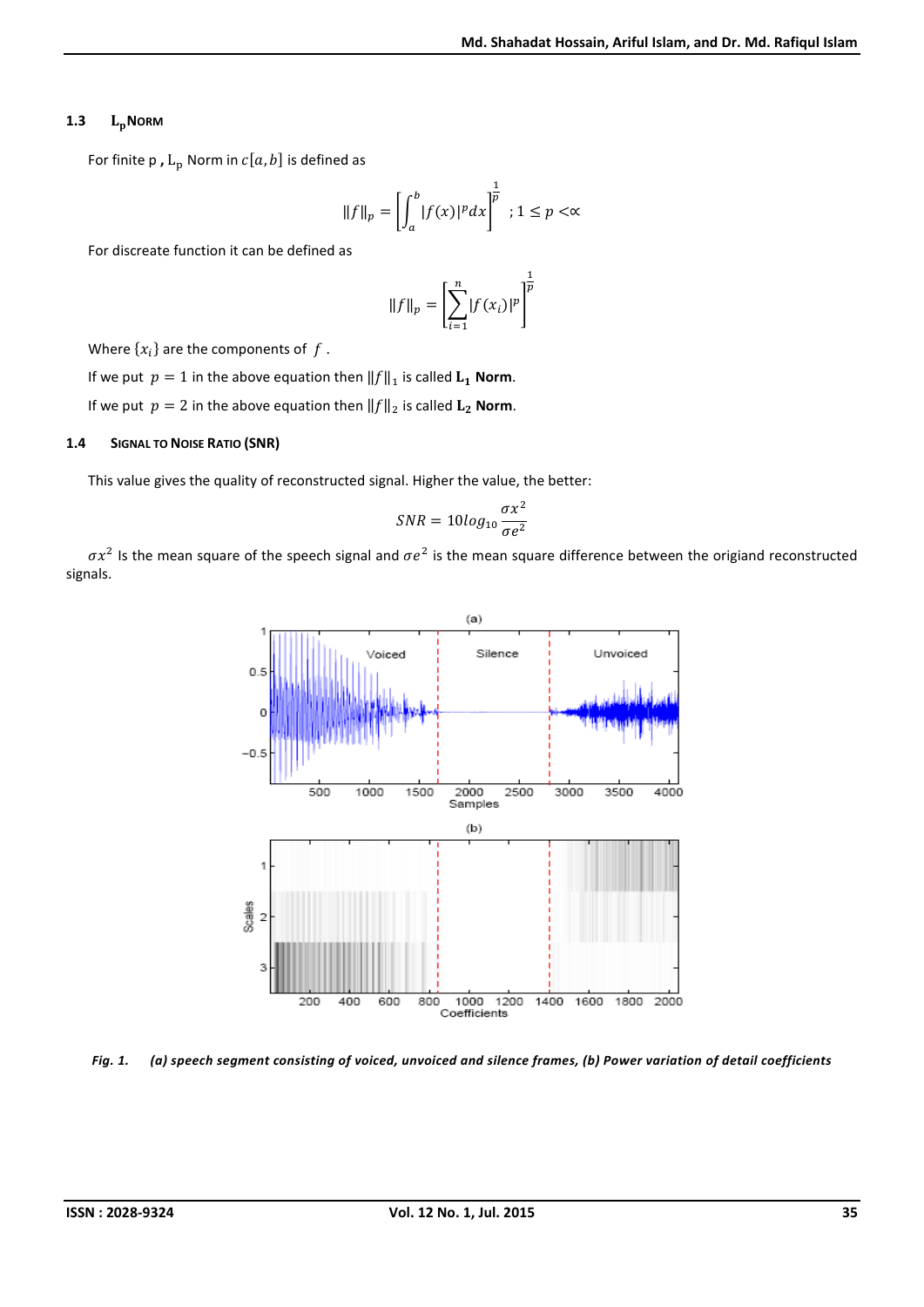### 1.3 $L_p$ NORM

For finite p , $L_p$ Norm in $c[a,b]$ is defined as

$$\|f\|_p = \left[\int_a^b |f(x)|^p dx\right]^{\frac{1}{p}} \quad ; 1 \le p < \propto$$

For discreate function it can be defined as

$$\|f\|_p = \left[\sum_{i=1}^{n} |f(x_i)|^p\right]^{\frac{1}{p}}$$

Where $\{x_i\}$ are the components of $f$ .

If we put $p = 1$ in the above equation then $\|f\|_1$ is called $\mathbf{L_1}$ **Norm**.

If we put $p = 2$ in the above equation then $\|f\|_2$ is called $\mathbf{L_2}$ **Norm**.

### 1.4 SIGNAL TO NOISE RATIO (SNR)

This value gives the quality of reconstructed signal. Higher the value, the better:

$$SNR = 10log_{10}\frac{\sigma x^2}{\sigma e^2}$$

$\sigma x^2$ Is the mean square of the speech signal and $\sigma e^2$ is the mean square difference between the origiand reconstructed signals.

*Fig. 1. (a) speech segment consisting of voiced, unvoiced and silence frames, (b) Power variation of detail coefficients*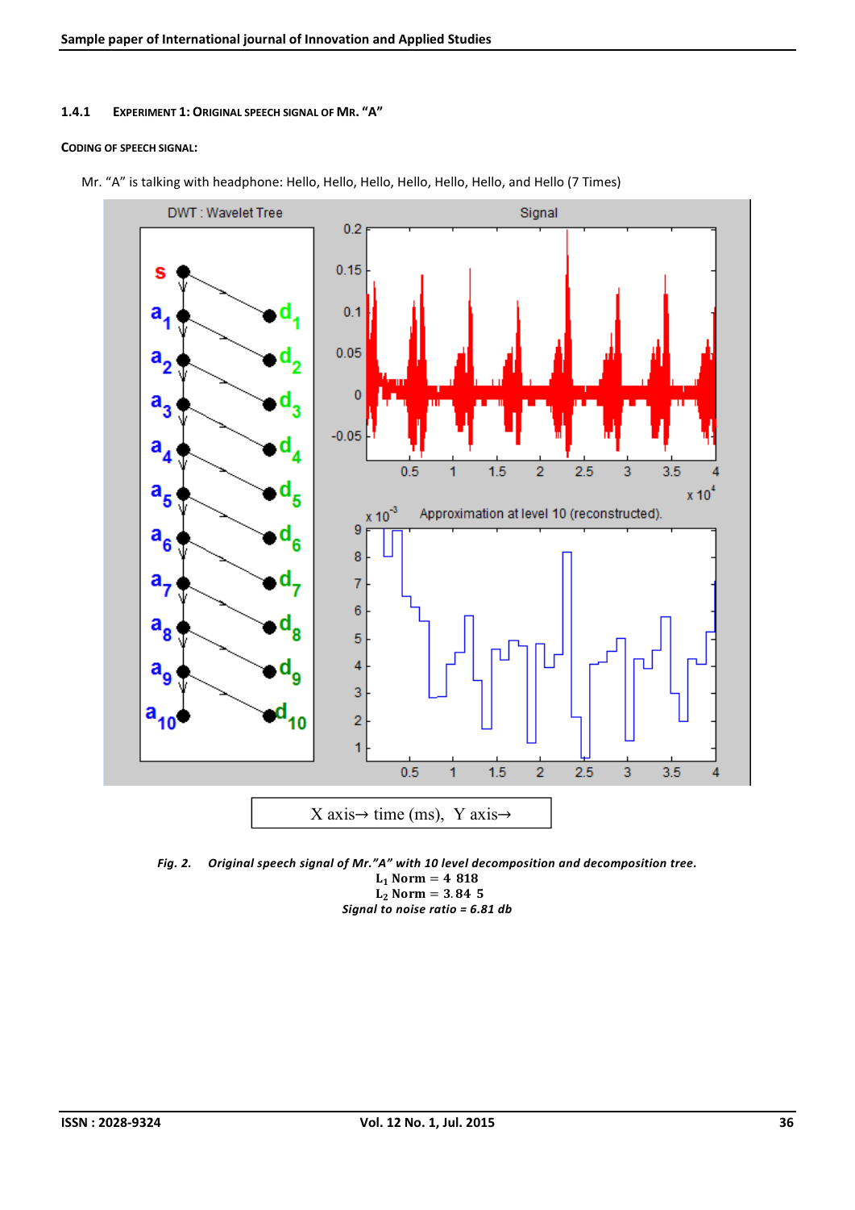#### 1.4.1 Experiment 1: Original speech signal of Mr. "A"

**Coding of speech signal:**

Mr. "A" is talking with headphone: Hello, Hello, Hello, Hello, Hello, Hello, and Hello (7 Times)

X axis→ time (ms), Y axis→

*Fig. 2. Original speech signal of Mr."A" with 10 level decomposition and decomposition tree.*

$L_1$ Norm = 4 818

$L_2$ Norm = 3.84 5

*Signal to noise ratio = 6.81 db*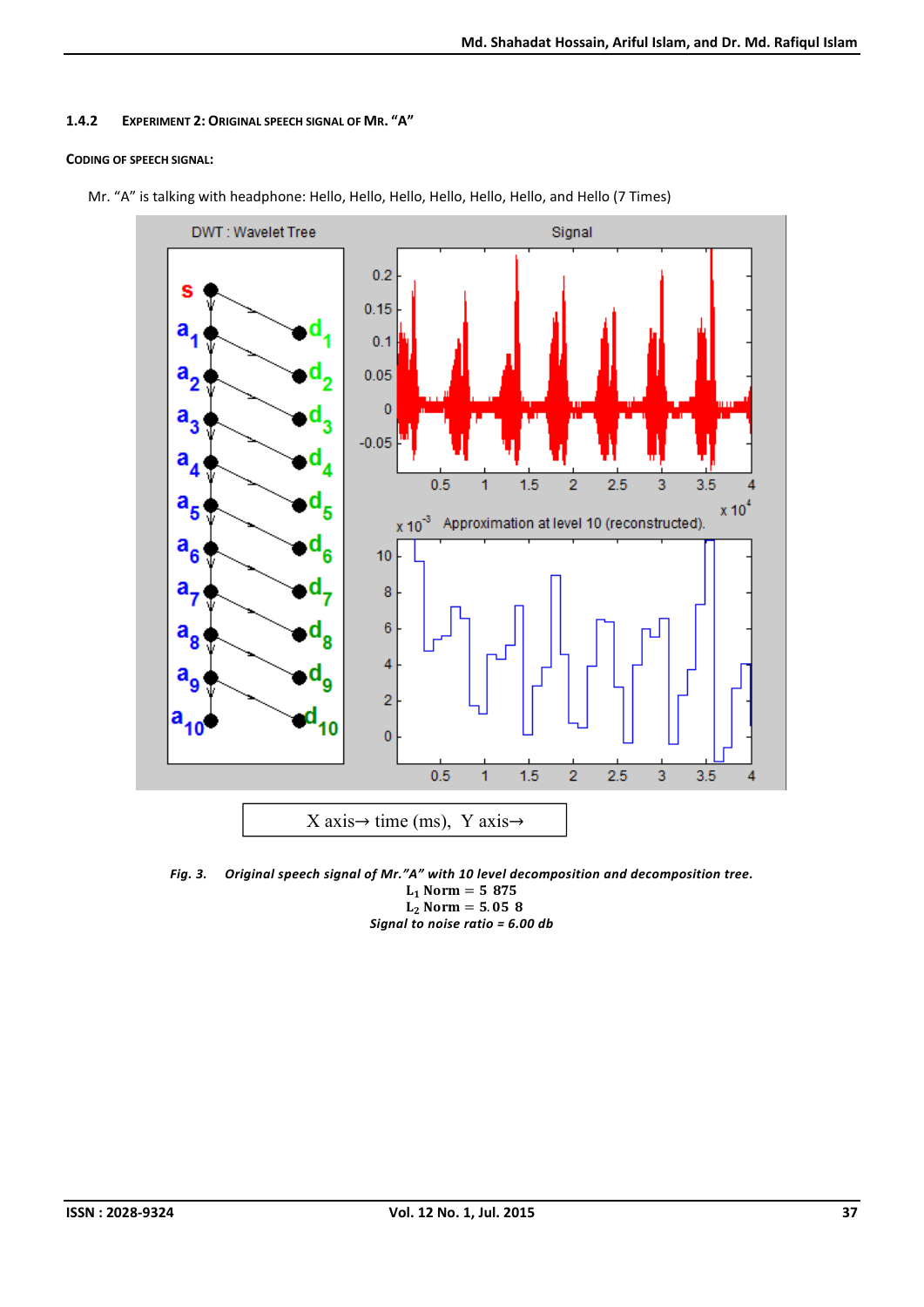### 1.4.2 EXPERIMENT 2: ORIGINAL SPEECH SIGNAL OF MR. "A"

**CODING OF SPEECH SIGNAL:**

Mr. "A" is talking with headphone: Hello, Hello, Hello, Hello, Hello, Hello, and Hello (7 Times)

X axis→ time (ms), Y axis→

*Fig. 3. Original speech signal of Mr."A" with 10 level decomposition and decomposition tree.*

$L_1$ Norm = 5 875

$L_2$ Norm = 5.05 8

*Signal to noise ratio = 6.00 db*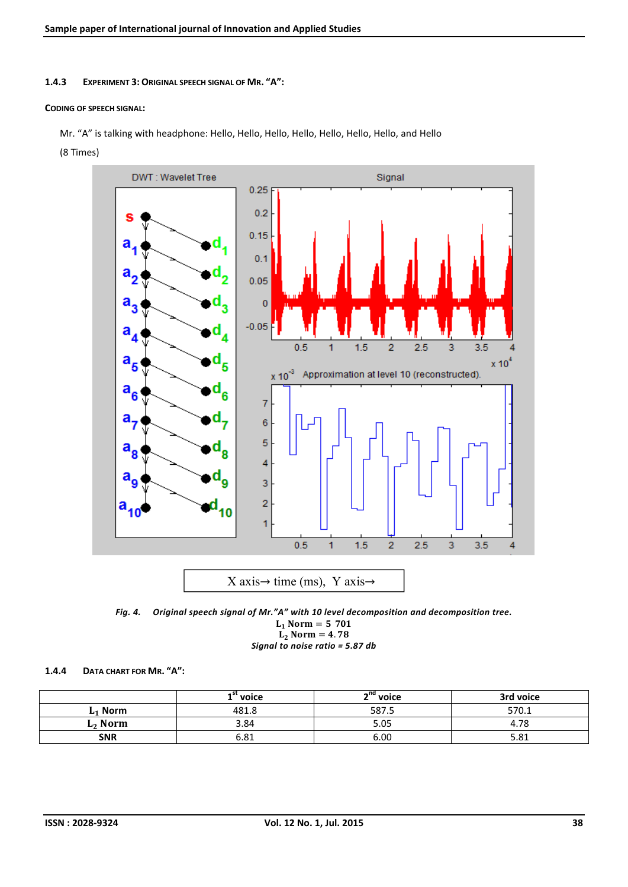#### 1.4.3 Experiment 3: Original speech signal of Mr. "A":

**Coding of speech signal:**

Mr. "A" is talking with headphone: Hello, Hello, Hello, Hello, Hello, Hello, Hello, and Hello (8 Times)

X axis→ time (ms), Y axis→

*Fig. 4. Original speech signal of Mr."A" with 10 level decomposition and decomposition tree.*

$L_1$ Norm = 5 701

$L_2$ Norm = 4.78

*Signal to noise ratio = 5.87 db*

#### 1.4.4 Data chart for Mr. "A":

| | 1st voice | 2nd voice | 3rd voice |
|---|---|---|---|
| $L_1$ Norm | 481.8 | 587.5 | 570.1 |
| $L_2$ Norm | 3.84 | 5.05 | 4.78 |
| SNR | 6.81 | 6.00 | 5.81 |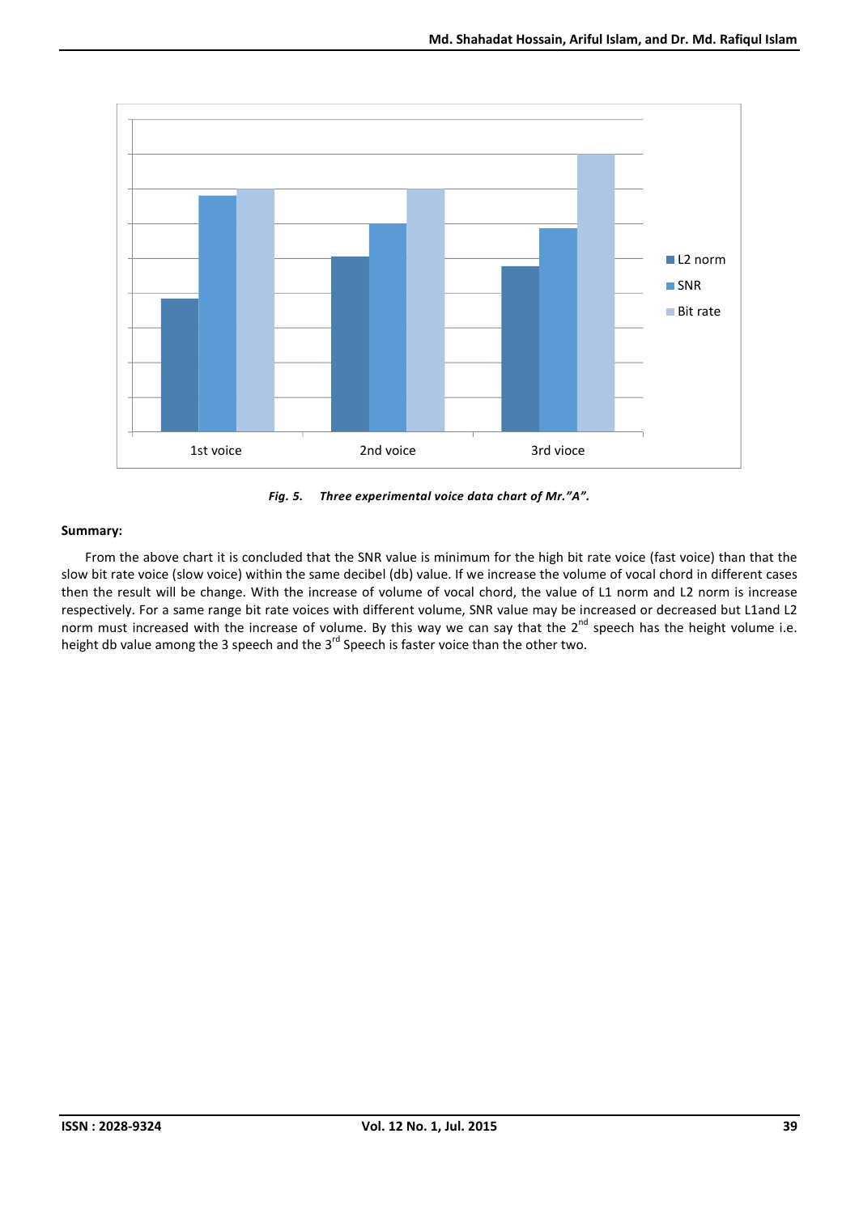Fig. 5. Three experimental voice data chart of Mr."A".

**Summary:**

From the above chart it is concluded that the SNR value is minimum for the high bit rate voice (fast voice) than that the slow bit rate voice (slow voice) within the same decibel (db) value. If we increase the volume of vocal chord in different cases then the result will be change. With the increase of volume of vocal chord, the value of L1 norm and L2 norm is increase respectively. For a same range bit rate voices with different volume, SNR value may be increased or decreased but L1and L2 norm must increased with the increase of volume. By this way we can say that the 2nd speech has the height volume i.e. height db value among the 3 speech and the 3rd Speech is faster voice than the other two.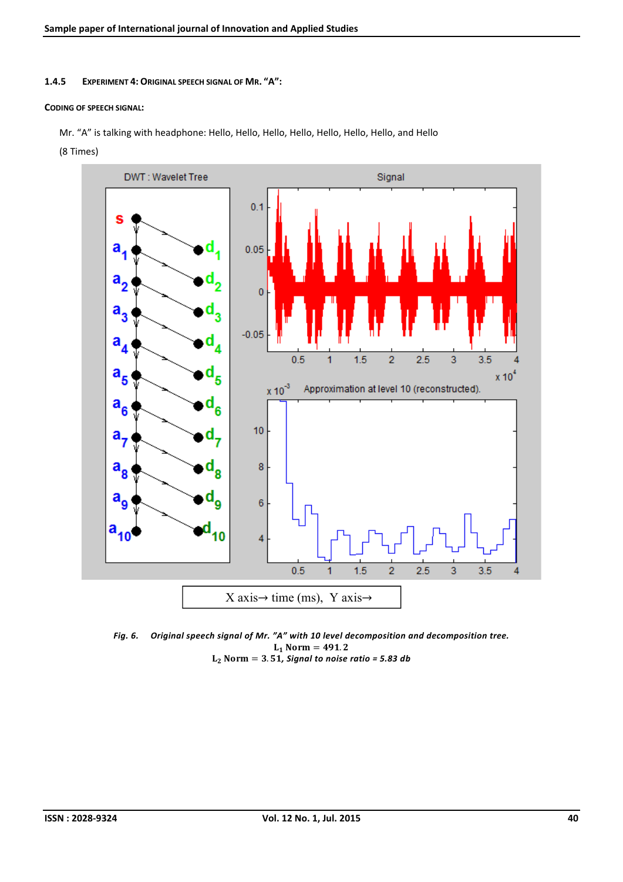#### 1.4.5 Experiment 4: Original speech signal of Mr. "A":

**Coding of speech signal:**

Mr. "A" is talking with headphone: Hello, Hello, Hello, Hello, Hello, Hello, Hello, and Hello (8 Times)

X axis→ time (ms), Y axis→

*Fig. 6. Original speech signal of Mr. "A" with 10 level decomposition and decomposition tree.*
$L_1$ Norm = 491.2
$L_2$ Norm = 3.51, *Signal to noise ratio = 5.83 db*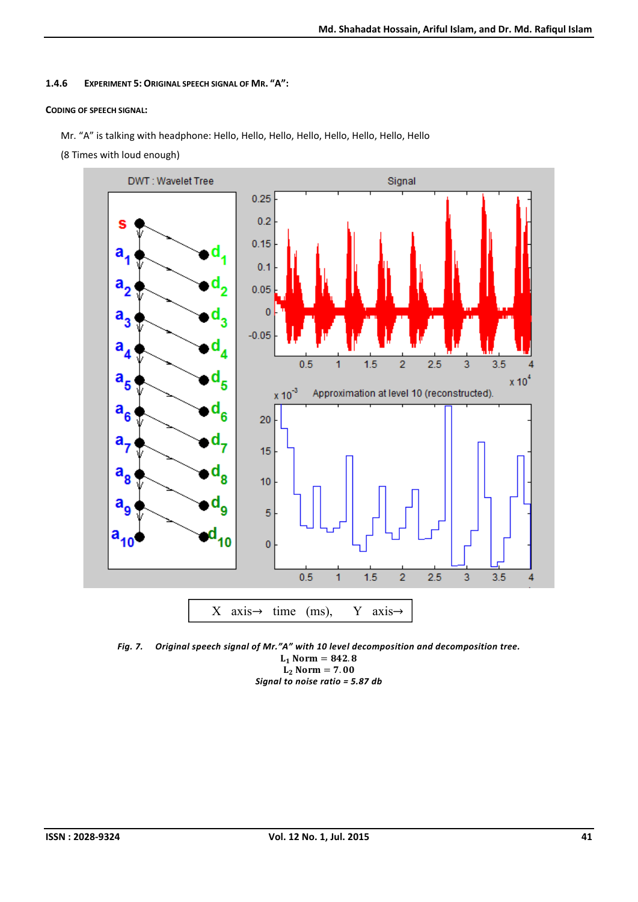### 1.4.6 Experiment 5: Original speech signal of Mr. "A":

**Coding of speech signal:**

Mr. "A" is talking with headphone: Hello, Hello, Hello, Hello, Hello, Hello, Hello, Hello

(8 Times with loud enough)

X axis→ time (ms), Y axis→

*Fig. 7. Original speech signal of Mr."A" with 10 level decomposition and decomposition tree.*

$L_1$ Norm = 842.8

$L_2$ Norm = 7.00

*Signal to noise ratio = 5.87 db*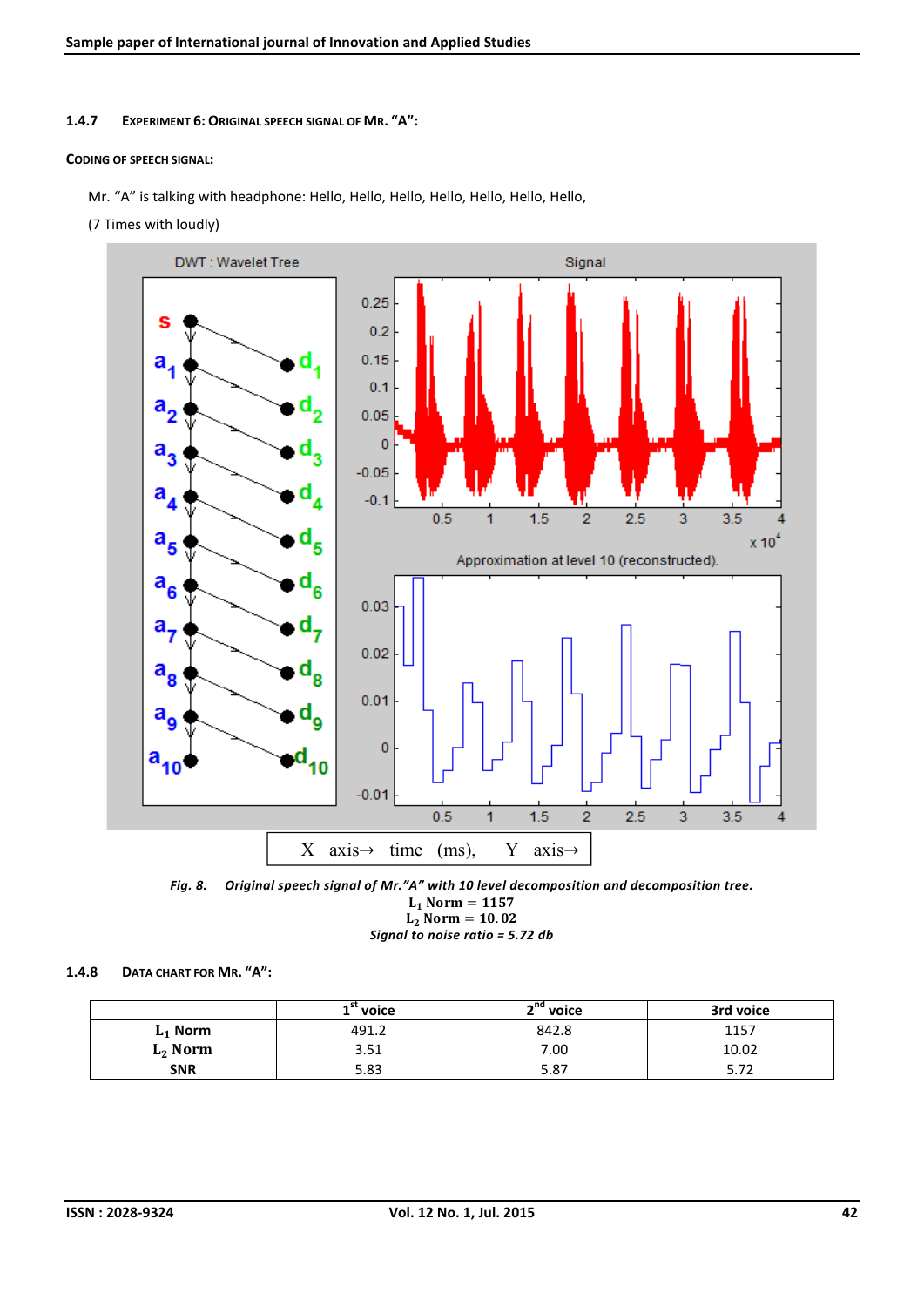### 1.4.7 Experiment 6: Original speech signal of Mr. "A":

**Coding of speech signal:**

Mr. "A" is talking with headphone: Hello, Hello, Hello, Hello, Hello, Hello, Hello,

(7 Times with loudly)

*Fig. 8. Original speech signal of Mr."A" with 10 level decomposition and decomposition tree.*

$L_1$ Norm $= 1157$

$L_2$ Norm $= 10.02$

*Signal to noise ratio = 5.72 db*

### 1.4.8 Data chart for Mr. "A":

| | 1[st] voice | 2[nd] voice | 3rd voice |
|---|---|---|---|
| $L_1$ Norm | 491.2 | 842.8 | 1157 |
| $L_2$ Norm | 3.51 | 7.00 | 10.02 |
| SNR | 5.83 | 5.87 | 5.72 |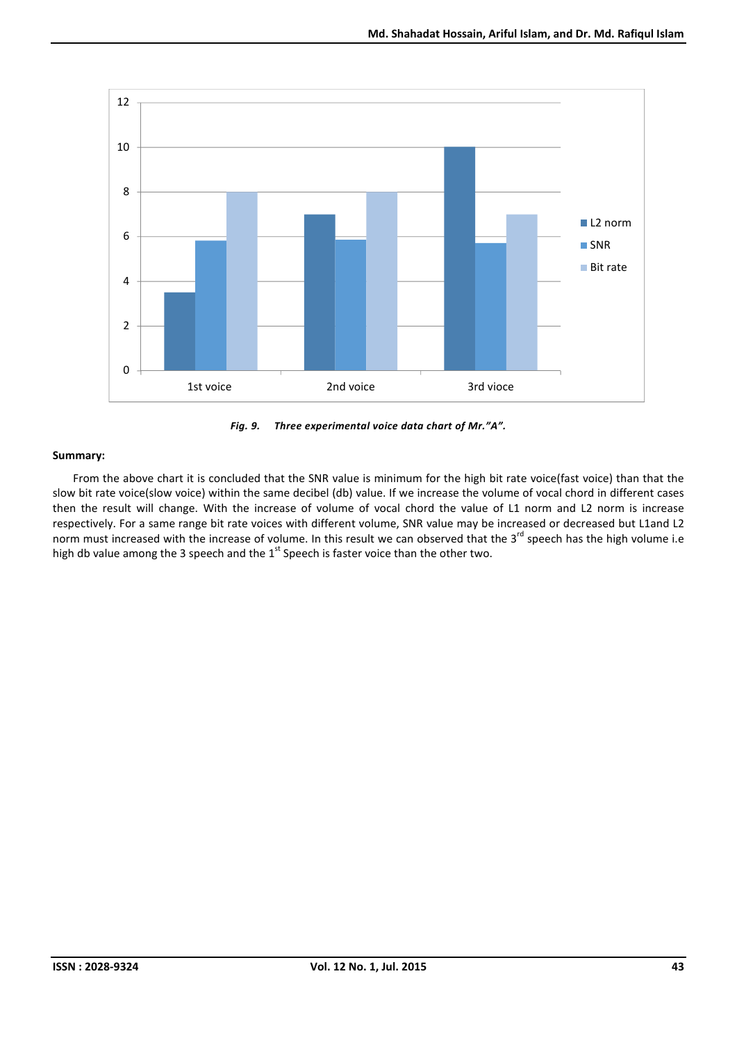*Fig. 9. Three experimental voice data chart of Mr."A".*

**Summary:**

From the above chart it is concluded that the SNR value is minimum for the high bit rate voice(fast voice) than that the slow bit rate voice(slow voice) within the same decibel (db) value. If we increase the volume of vocal chord in different cases then the result will change. With the increase of volume of vocal chord the value of L1 norm and L2 norm is increase respectively. For a same range bit rate voices with different volume, SNR value may be increased or decreased but L1and L2 norm must increased with the increase of volume. In this result we can observed that the 3rd speech has the high volume i.e high db value among the 3 speech and the 1st Speech is faster voice than the other two.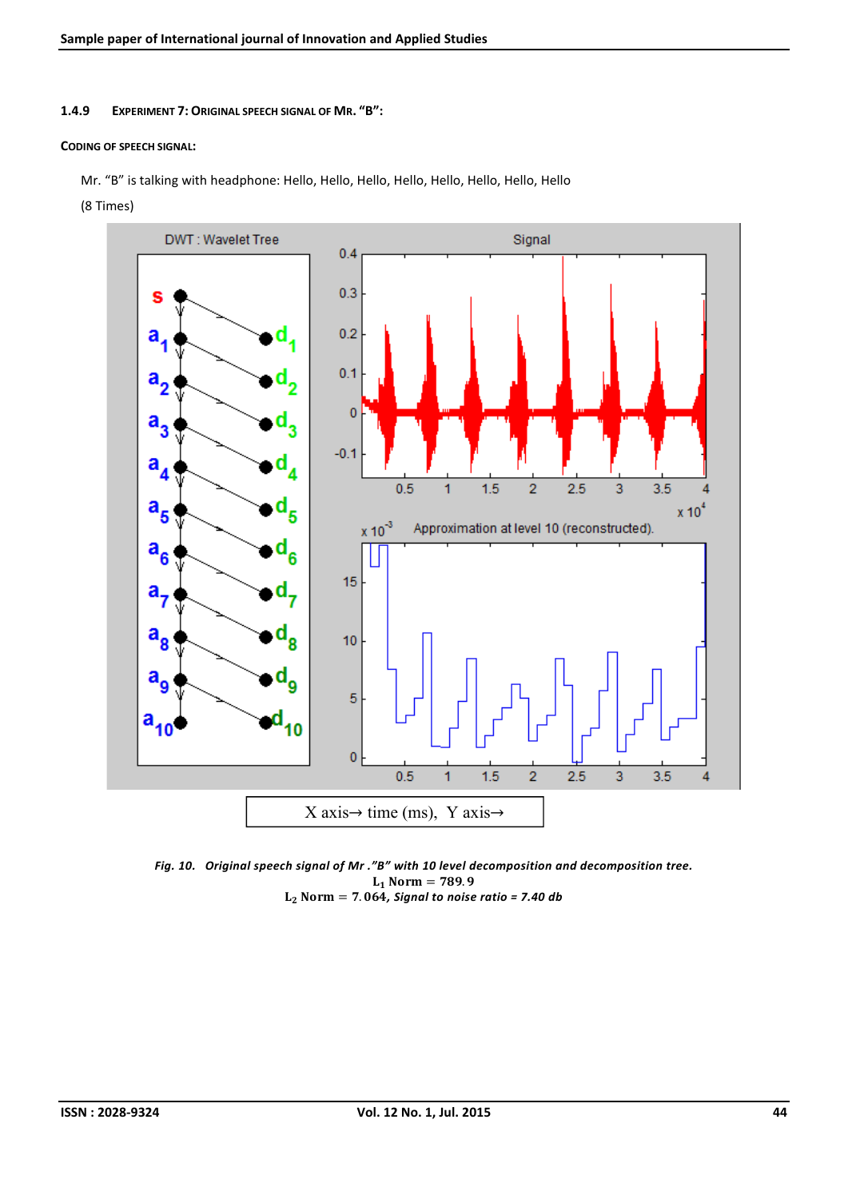### 1.4.9 Experiment 7: Original speech signal of Mr. "B":

**Coding of speech signal:**

Mr. "B" is talking with headphone: Hello, Hello, Hello, Hello, Hello, Hello, Hello, Hello

(8 Times)

X axis→ time (ms), Y axis→

*Fig. 10. Original speech signal of Mr ."B" with 10 level decomposition and decomposition tree.*

$L_1$ Norm = 789.9

$L_2$ Norm = 7.064, *Signal to noise ratio = 7.40 db*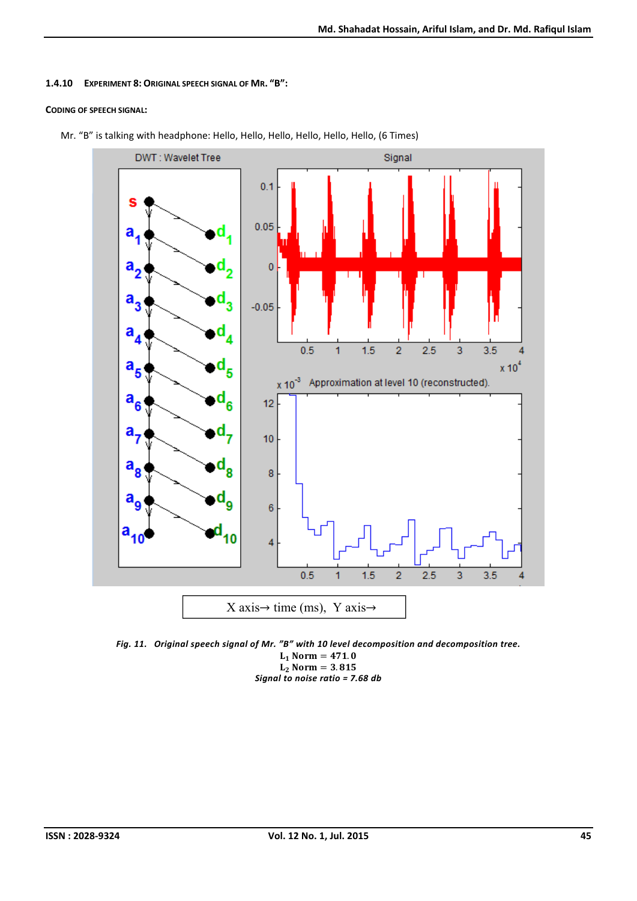#### 1.4.10 Experiment 8: Original speech signal of Mr. "B":

**Coding of speech signal:**

Mr. "B" is talking with headphone: Hello, Hello, Hello, Hello, Hello, Hello, (6 Times)

X axis→ time (ms), Y axis→

*Fig. 11. Original speech signal of Mr. "B" with 10 level decomposition and decomposition tree.*

$\mathbf{L_1}$ **Norm** $= 471.0$

$\mathbf{L_2}$ **Norm** $= 3.815$

*Signal to noise ratio = 7.68 db*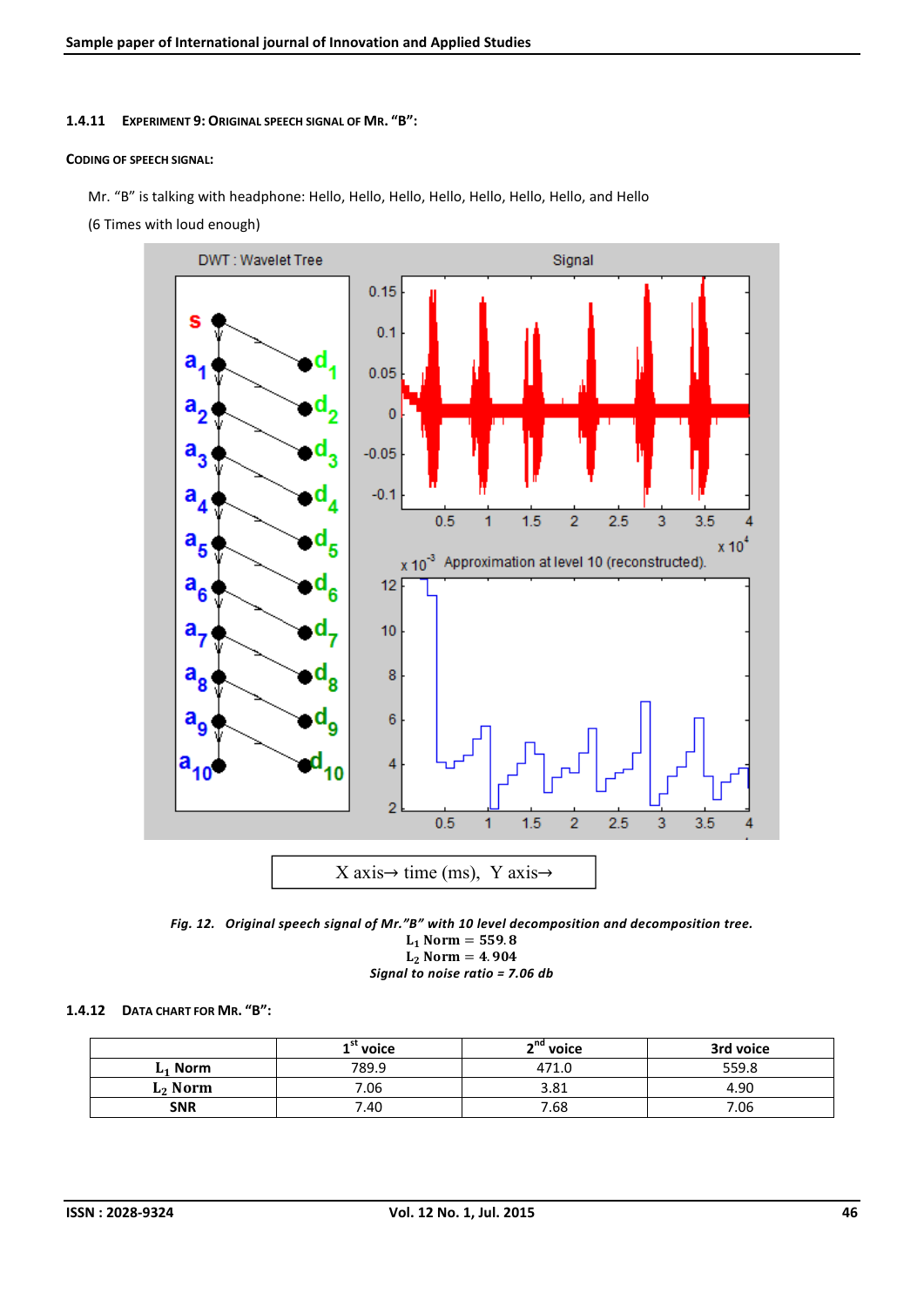#### 1.4.11 Experiment 9: Original speech signal of Mr. "B":

**Coding of speech signal:**

Mr. "B" is talking with headphone: Hello, Hello, Hello, Hello, Hello, Hello, Hello, and Hello

(6 Times with loud enough)

X axis→ time (ms), Y axis→

*Fig. 12. Original speech signal of Mr."B" with 10 level decomposition and decomposition tree.*

$L_1$ Norm = 559.8

$L_2$ Norm = 4.904

*Signal to noise ratio = 7.06 db*

#### 1.4.12 Data chart for Mr. "B":

| | 1st voice | 2nd voice | 3rd voice |
|---|---|---|---|
| $L_1$ Norm | 789.9 | 471.0 | 559.8 |
| $L_2$ Norm | 7.06 | 3.81 | 4.90 |
| SNR | 7.40 | 7.68 | 7.06 |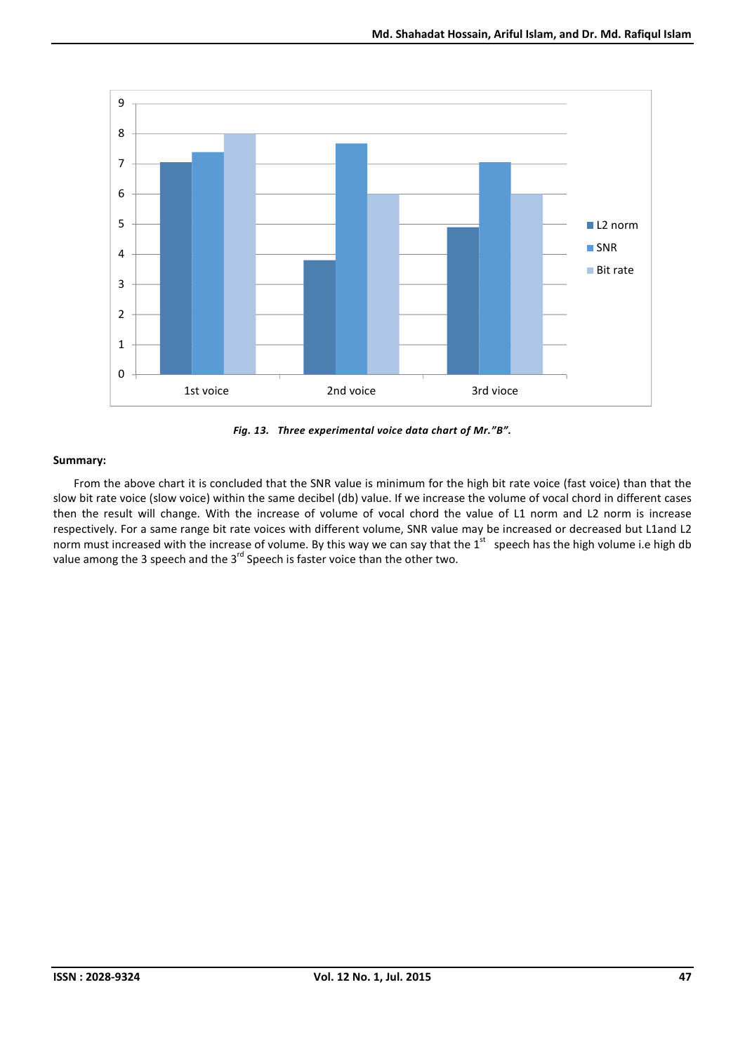*Fig. 13. Three experimental voice data chart of Mr."B".*

**Summary:**

From the above chart it is concluded that the SNR value is minimum for the high bit rate voice (fast voice) than that the slow bit rate voice (slow voice) within the same decibel (db) value. If we increase the volume of vocal chord in different cases then the result will change. With the increase of volume of vocal chord the value of L1 norm and L2 norm is increase respectively. For a same range bit rate voices with different volume, SNR value may be increased or decreased but L1and L2 norm must increased with the increase of volume. By this way we can say that the 1st speech has the high volume i.e high db value among the 3 speech and the 3rd Speech is faster voice than the other two.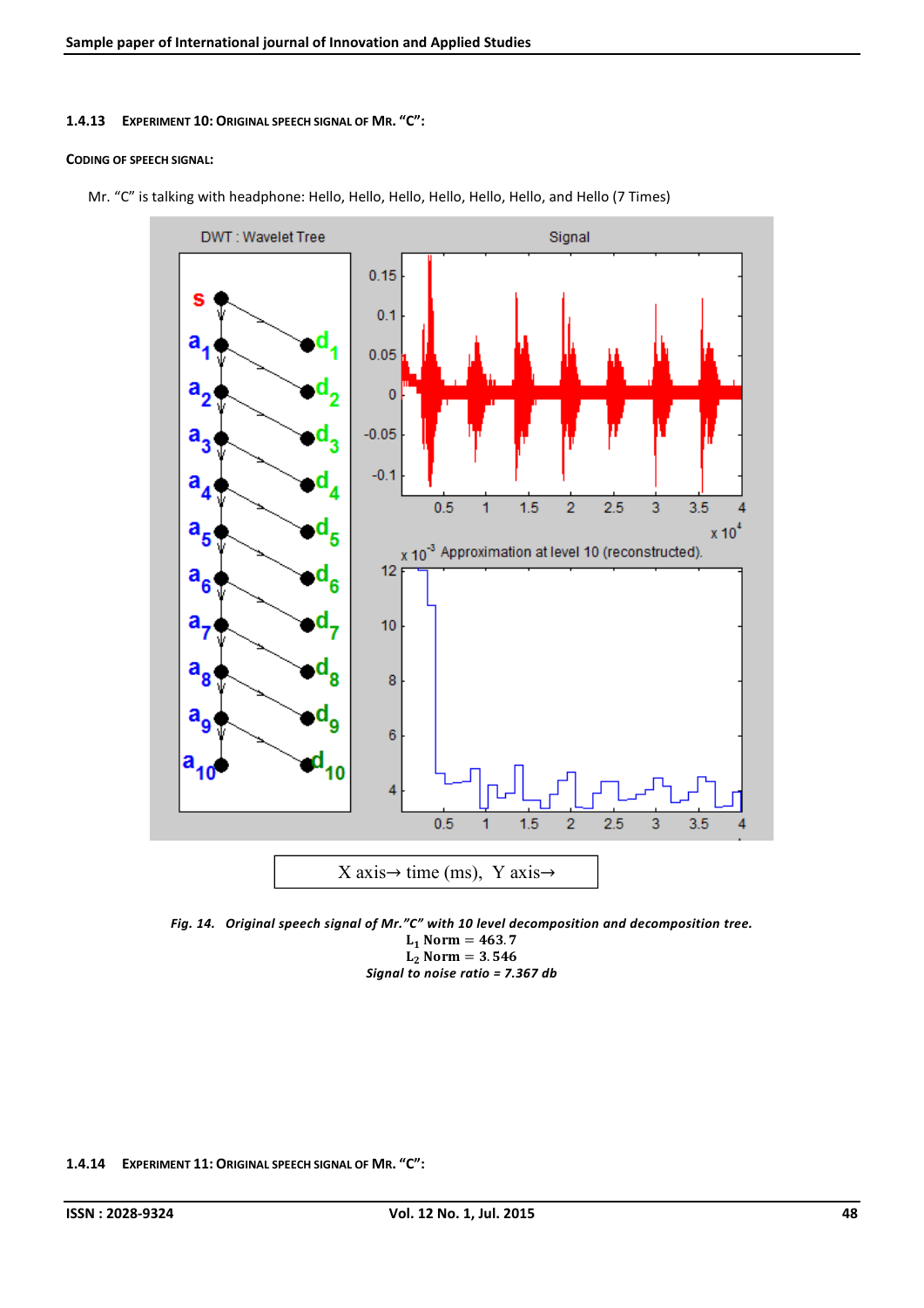### 1.4.13 Experiment 10: Original speech signal of Mr. "C":

**Coding of speech signal:**

Mr. "C" is talking with headphone: Hello, Hello, Hello, Hello, Hello, Hello, and Hello (7 Times)

X axis→ time (ms), Y axis→

*Fig. 14. Original speech signal of Mr."C" with 10 level decomposition and decomposition tree.*

$L_1$ Norm = 463.7

$L_2$ Norm = 3.546

*Signal to noise ratio = 7.367 db*

### 1.4.14 Experiment 11: Original speech signal of Mr. "C":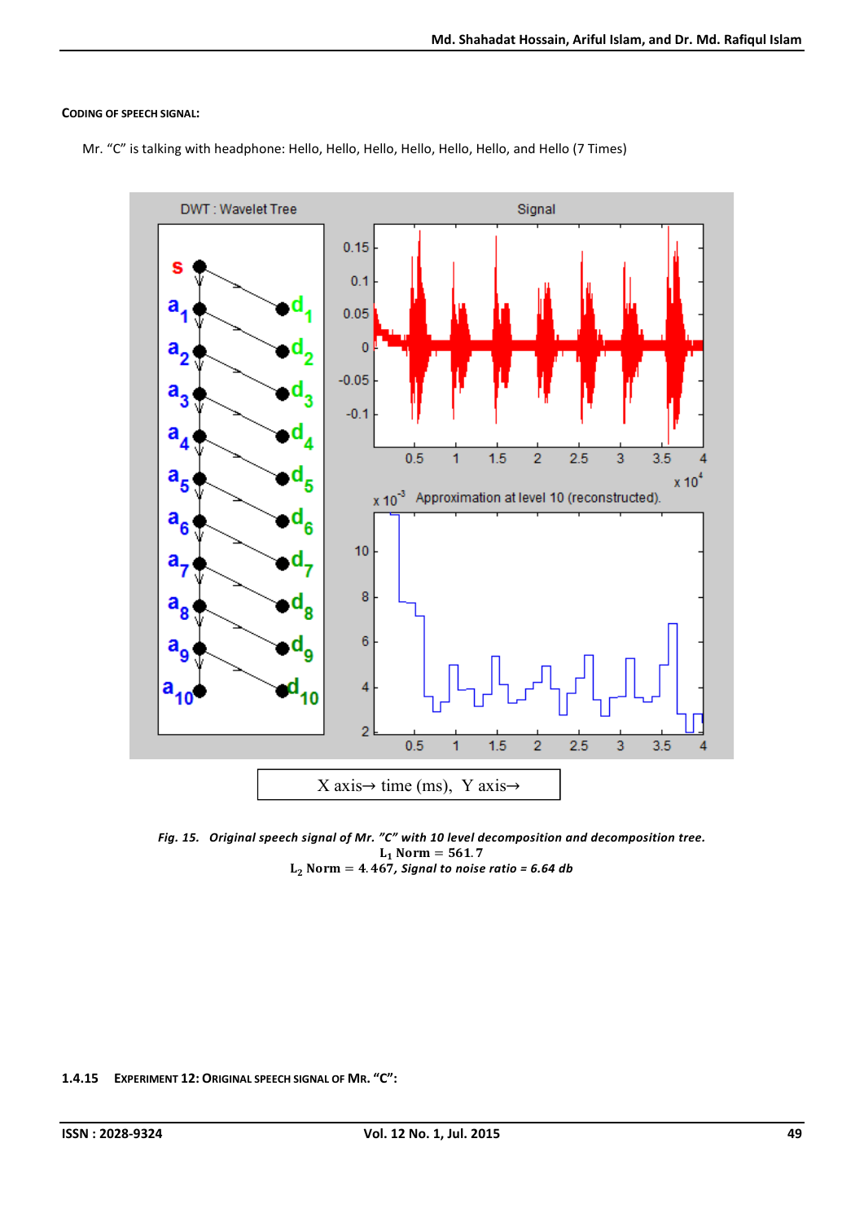**CODING OF SPEECH SIGNAL:**

Mr. "C" is talking with headphone: Hello, Hello, Hello, Hello, Hello, Hello, and Hello (7 Times)

X axis→ time (ms), Y axis→

*Fig. 15. Original speech signal of Mr. "C" with 10 level decomposition and decomposition tree.*
$L_1$ Norm = 561.7
$L_2$ Norm = 4.467, *Signal to noise ratio = 6.64 db*

#### 1.4.15 EXPERIMENT 12: ORIGINAL SPEECH SIGNAL OF MR. "C":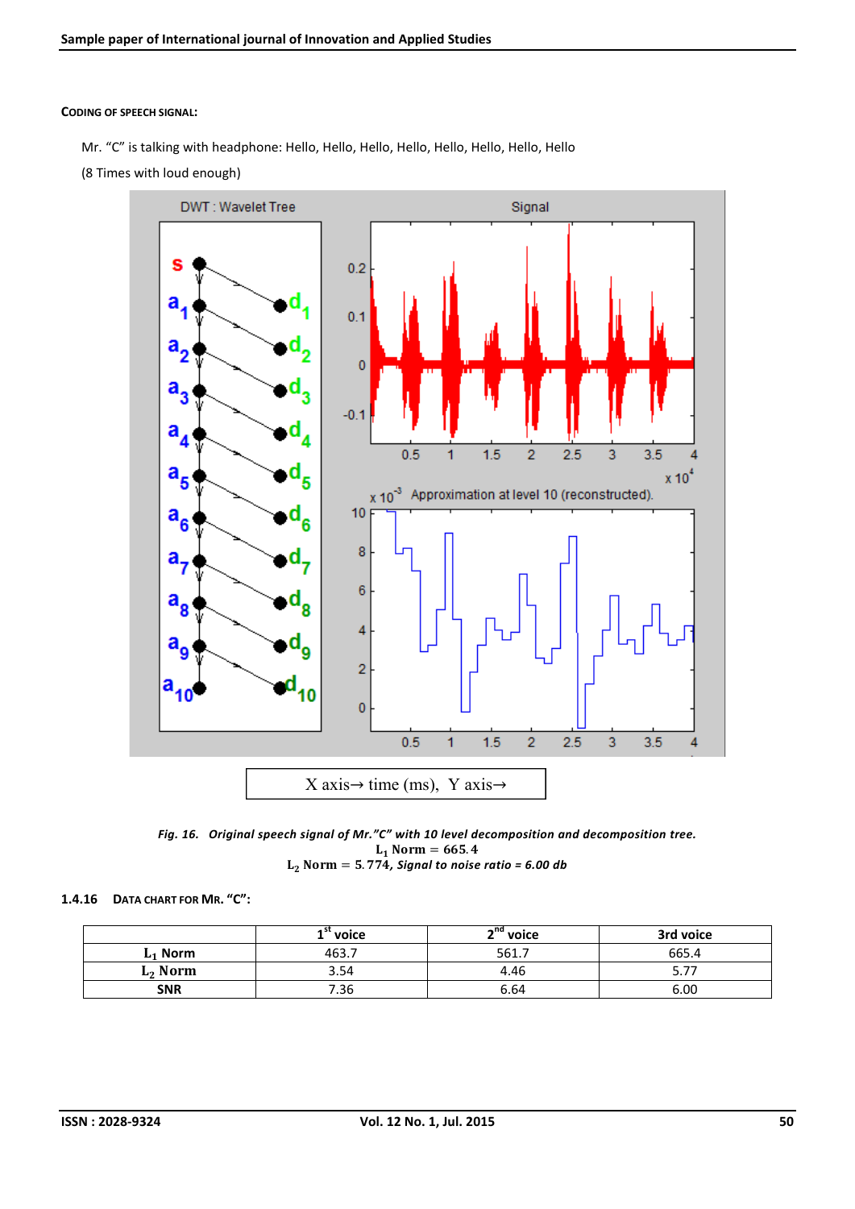**CODING OF SPEECH SIGNAL:**

Mr. "C" is talking with headphone: Hello, Hello, Hello, Hello, Hello, Hello, Hello, Hello

(8 Times with loud enough)

X axis→ time (ms), Y axis→

*Fig. 16. Original speech signal of Mr."C" with 10 level decomposition and decomposition tree.*
$L_1$ Norm = 665.4
$L_2$ Norm = 5.774, *Signal to noise ratio = 6.00 db*

### 1.4.16 DATA CHART FOR MR. "C":

| | 1st voice | 2nd voice | 3rd voice |
|---|---|---|---|
| $L_1$ Norm | 463.7 | 561.7 | 665.4 |
| $L_2$ Norm | 3.54 | 4.46 | 5.77 |
| SNR | 7.36 | 6.64 | 6.00 |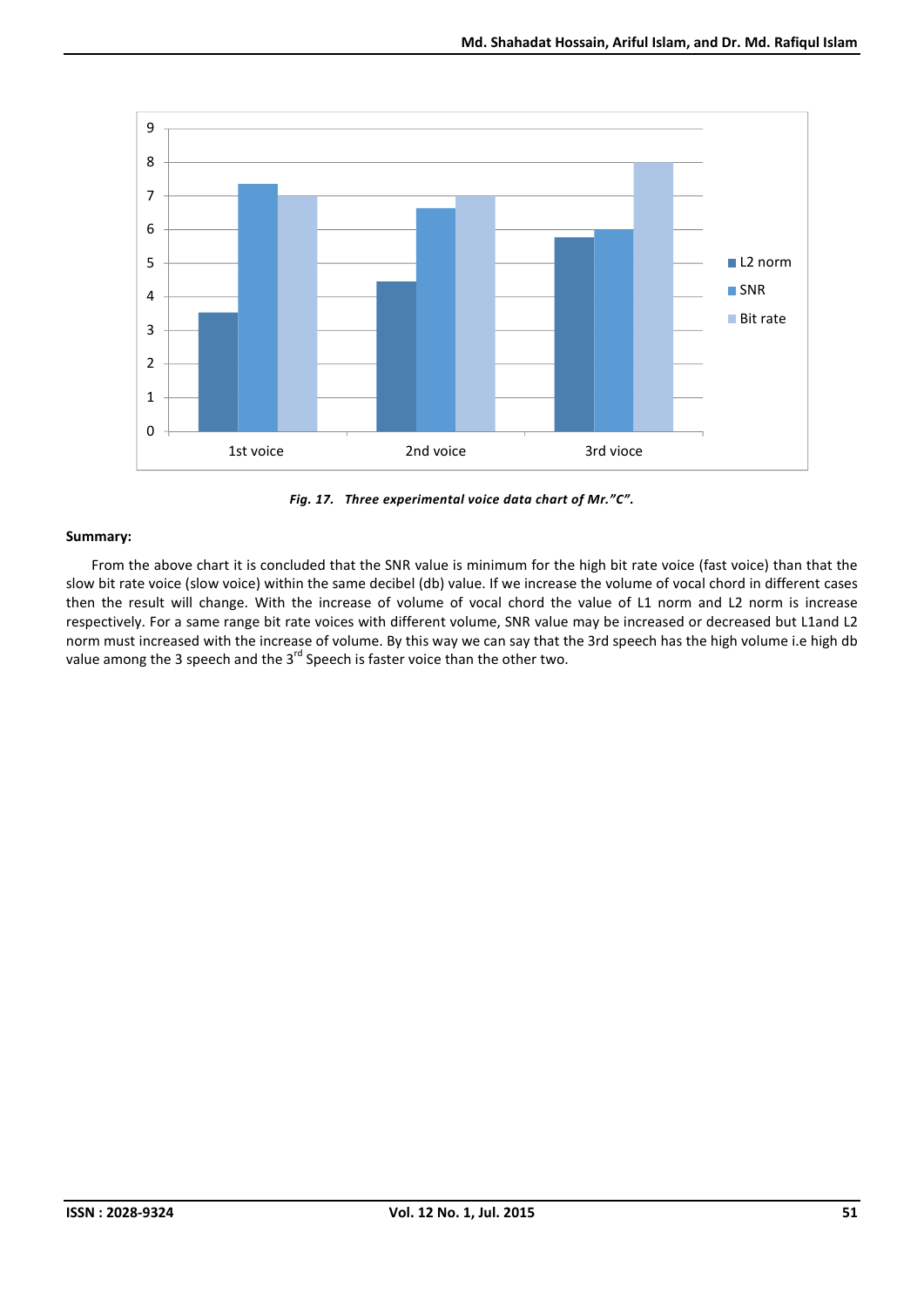*Fig. 17. Three experimental voice data chart of Mr."C".*

**Summary:**

From the above chart it is concluded that the SNR value is minimum for the high bit rate voice (fast voice) than that the slow bit rate voice (slow voice) within the same decibel (db) value. If we increase the volume of vocal chord in different cases then the result will change. With the increase of volume of vocal chord the value of L1 norm and L2 norm is increase respectively. For a same range bit rate voices with different volume, SNR value may be increased or decreased but L1and L2 norm must increased with the increase of volume. By this way we can say that the 3rd speech has the high volume i.e high db value among the 3 speech and the 3rd Speech is faster voice than the other two.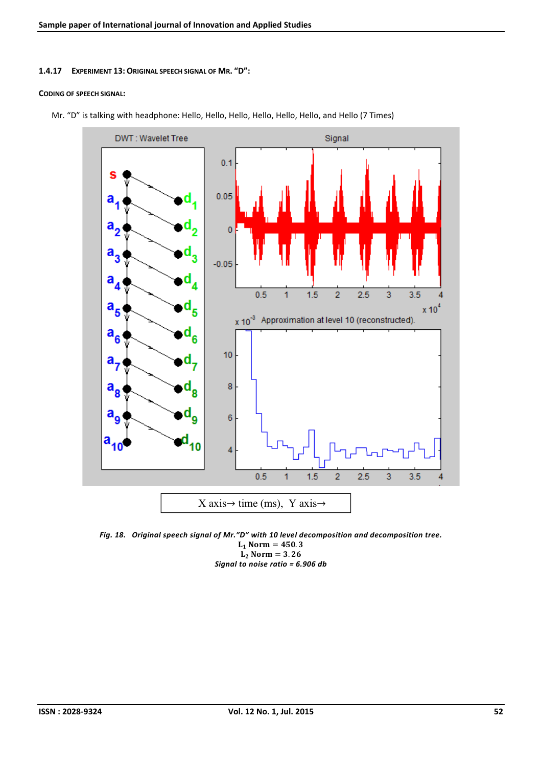#### 1.4.17 Experiment 13: Original speech signal of Mr. "D":

**Coding of speech signal:**

Mr. "D" is talking with headphone: Hello, Hello, Hello, Hello, Hello, Hello, and Hello (7 Times)

X axis→ time (ms), Y axis→

*Fig. 18. Original speech signal of Mr."D" with 10 level decomposition and decomposition tree.*

$L_1$ Norm = 450.3

$L_2$ Norm = 3.26

*Signal to noise ratio = 6.906 db*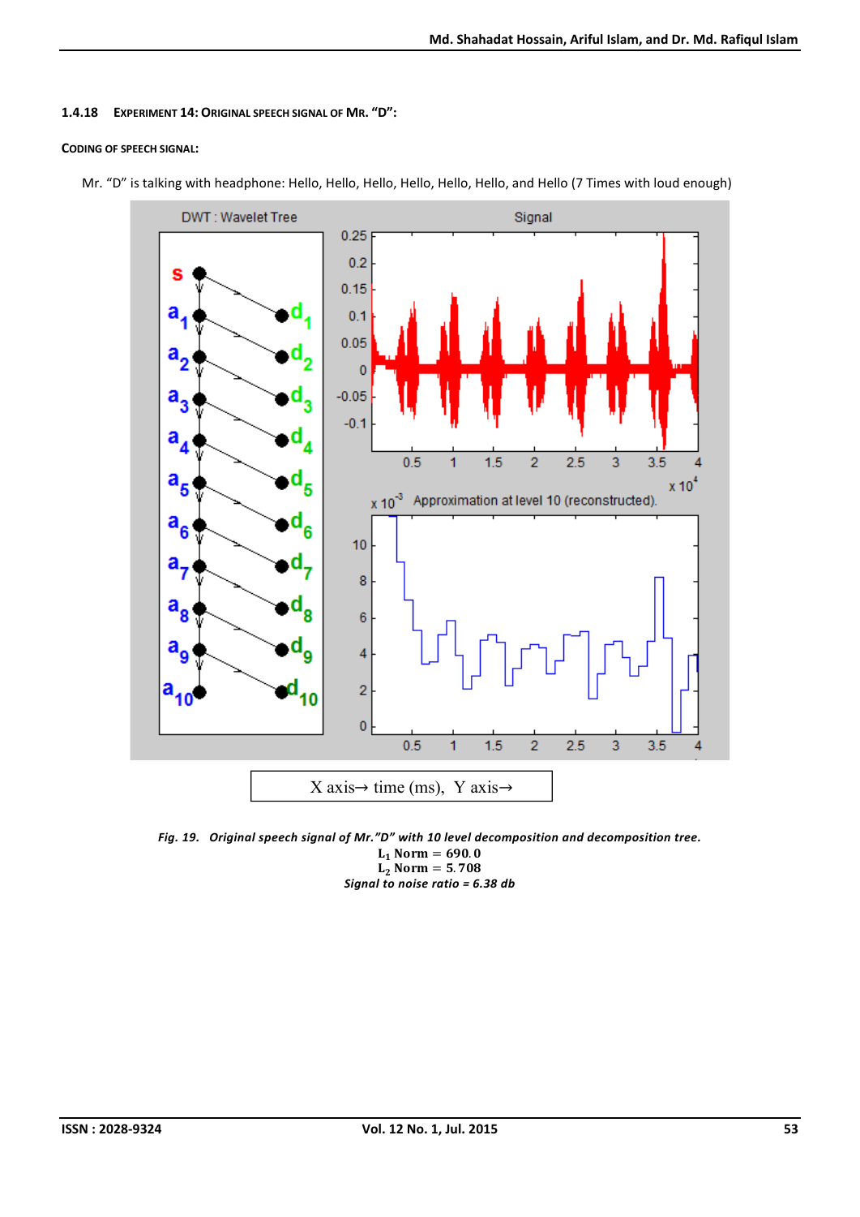### 1.4.18 Experiment 14: Original speech signal of Mr. "D":

**Coding of speech signal:**

Mr. "D" is talking with headphone: Hello, Hello, Hello, Hello, Hello, Hello, and Hello (7 Times with loud enough)

X axis→ time (ms), Y axis→

*Fig. 19. Original speech signal of Mr."D" with 10 level decomposition and decomposition tree.*

$L_1$ Norm = 690.0

$L_2$ Norm = 5.708

*Signal to noise ratio = 6.38 db*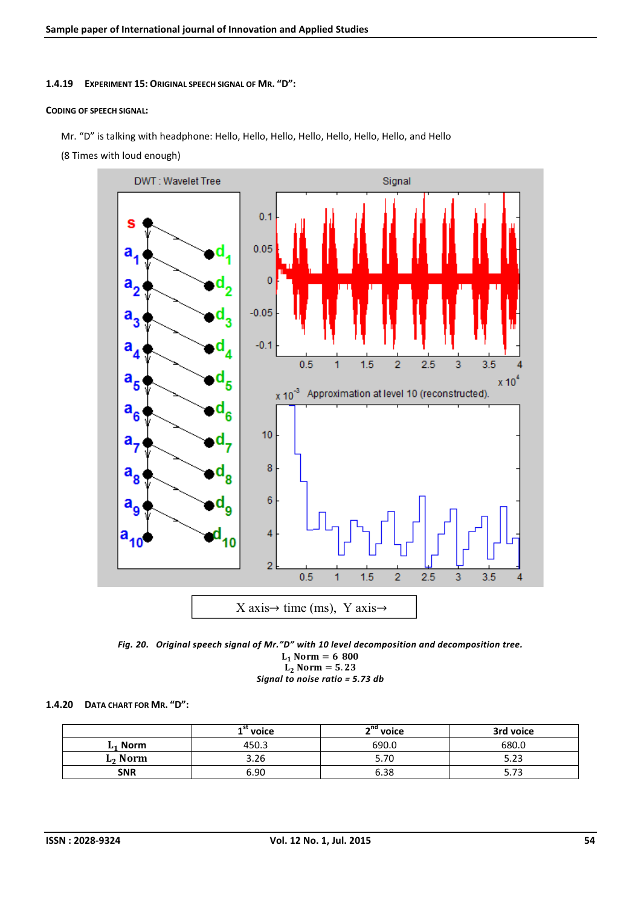### 1.4.19 Experiment 15: Original speech signal of Mr. "D":

**Coding of speech signal:**

Mr. "D" is talking with headphone: Hello, Hello, Hello, Hello, Hello, Hello, Hello, and Hello

(8 Times with loud enough)

X axis→ time (ms), Y axis→

*Fig. 20. Original speech signal of Mr."D" with 10 level decomposition and decomposition tree.*

$L_1$ Norm = 6 800

$L_2$ Norm = 5.23

*Signal to noise ratio = 5.73 db*

### 1.4.20 Data chart for Mr. "D":

| | 1st voice | 2nd voice | 3rd voice |
|---|---|---|---|
| $L_1$ Norm | 450.3 | 690.0 | 680.0 |
| $L_2$ Norm | 3.26 | 5.70 | 5.23 |
| SNR | 6.90 | 6.38 | 5.73 |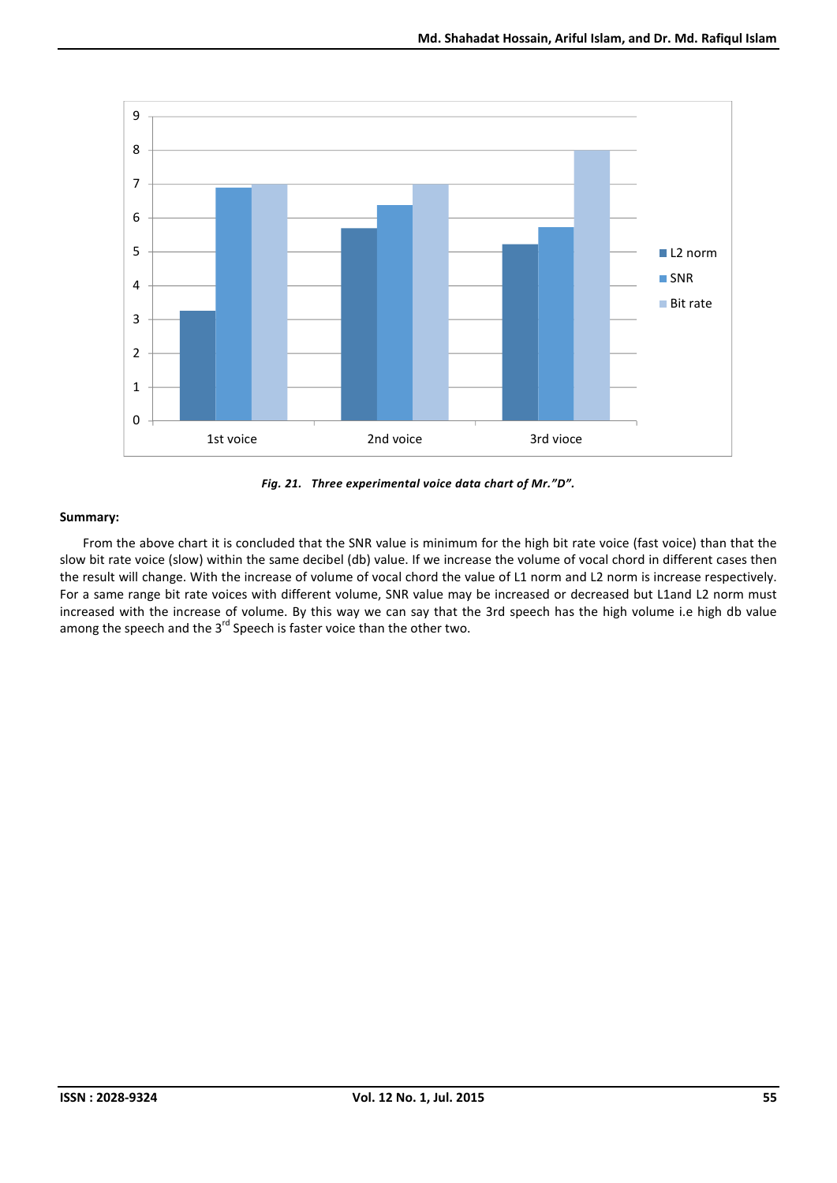*Fig. 21. Three experimental voice data chart of Mr."D".*

**Summary:**

From the above chart it is concluded that the SNR value is minimum for the high bit rate voice (fast voice) than that the slow bit rate voice (slow) within the same decibel (db) value. If we increase the volume of vocal chord in different cases then the result will change. With the increase of volume of vocal chord the value of L1 norm and L2 norm is increase respectively. For a same range bit rate voices with different volume, SNR value may be increased or decreased but L1and L2 norm must increased with the increase of volume. By this way we can say that the 3rd speech has the high volume i.e high db value among the speech and the 3rd Speech is faster voice than the other two.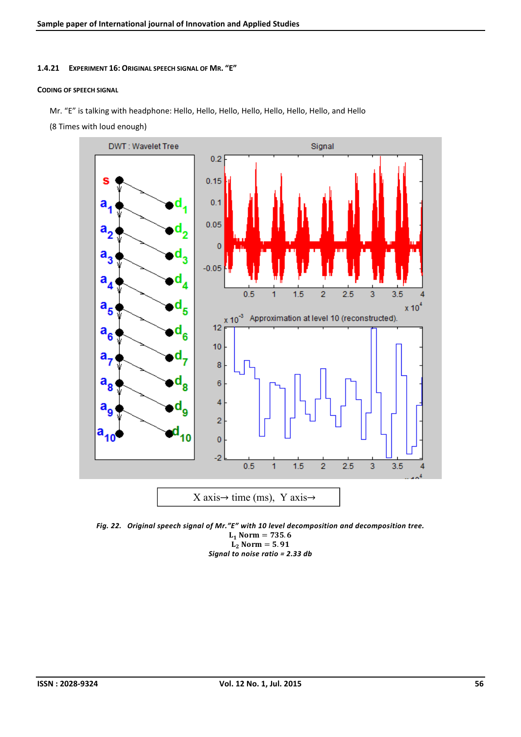### 1.4.21 Experiment 16: Original speech signal of Mr. "E"

**Coding of speech signal**

Mr. "E" is talking with headphone: Hello, Hello, Hello, Hello, Hello, Hello, Hello, and Hello

(8 Times with loud enough)

X axis→ time (ms), Y axis→

*Fig. 22. Original speech signal of Mr."E" with 10 level decomposition and decomposition tree.*

$L_1$ Norm = 735.6

$L_2$ Norm = 5.91

*Signal to noise ratio = 2.33 db*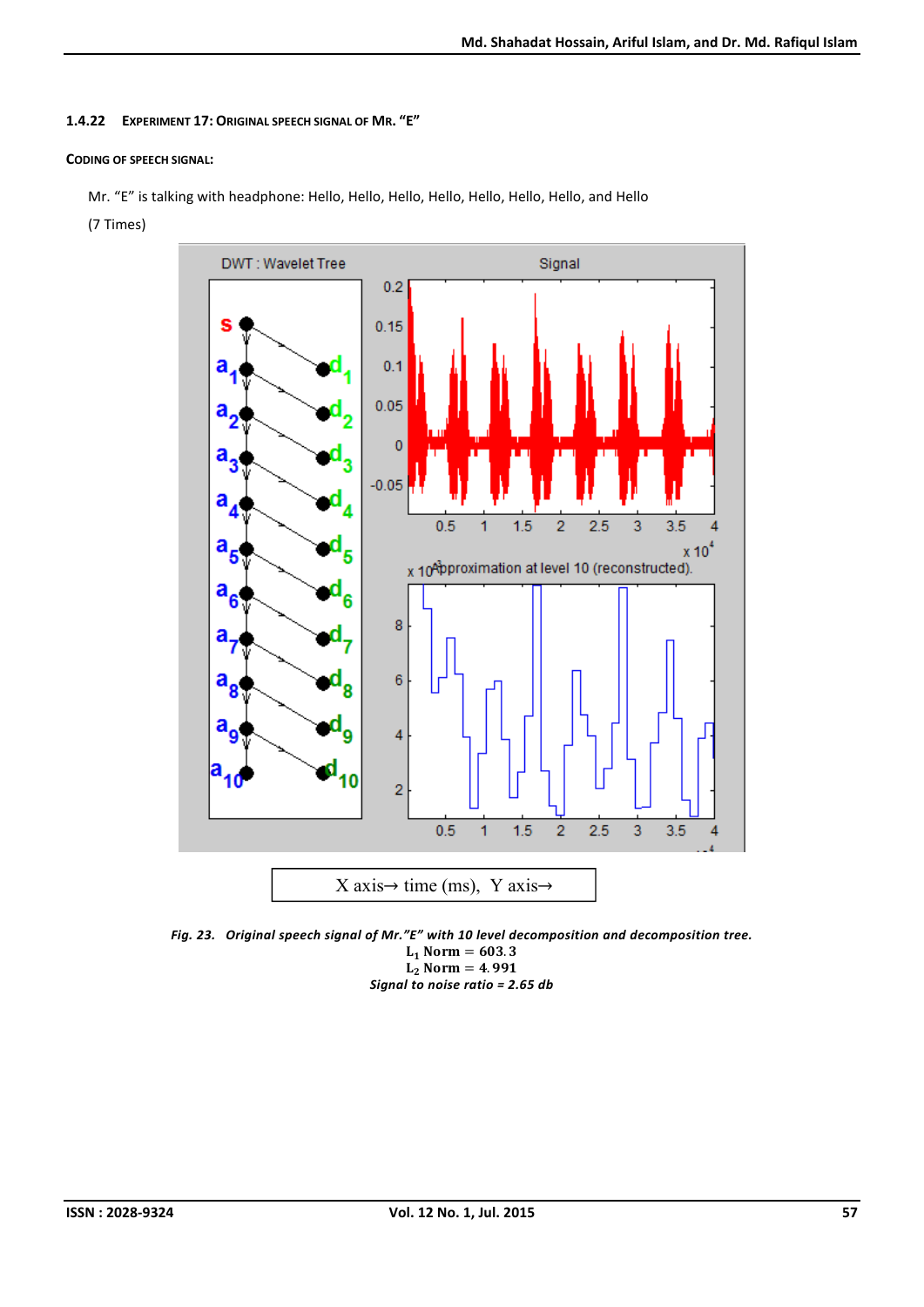### 1.4.22 EXPERIMENT 17: ORIGINAL SPEECH SIGNAL OF MR. "E"

**CODING OF SPEECH SIGNAL:**

Mr. "E" is talking with headphone: Hello, Hello, Hello, Hello, Hello, Hello, Hello, and Hello

(7 Times)

X axis→ time (ms), Y axis→

*Fig. 23. Original speech signal of Mr."E" with 10 level decomposition and decomposition tree.*

$L_1$ Norm = 603.3

$L_2$ Norm = 4.991

*Signal to noise ratio = 2.65 db*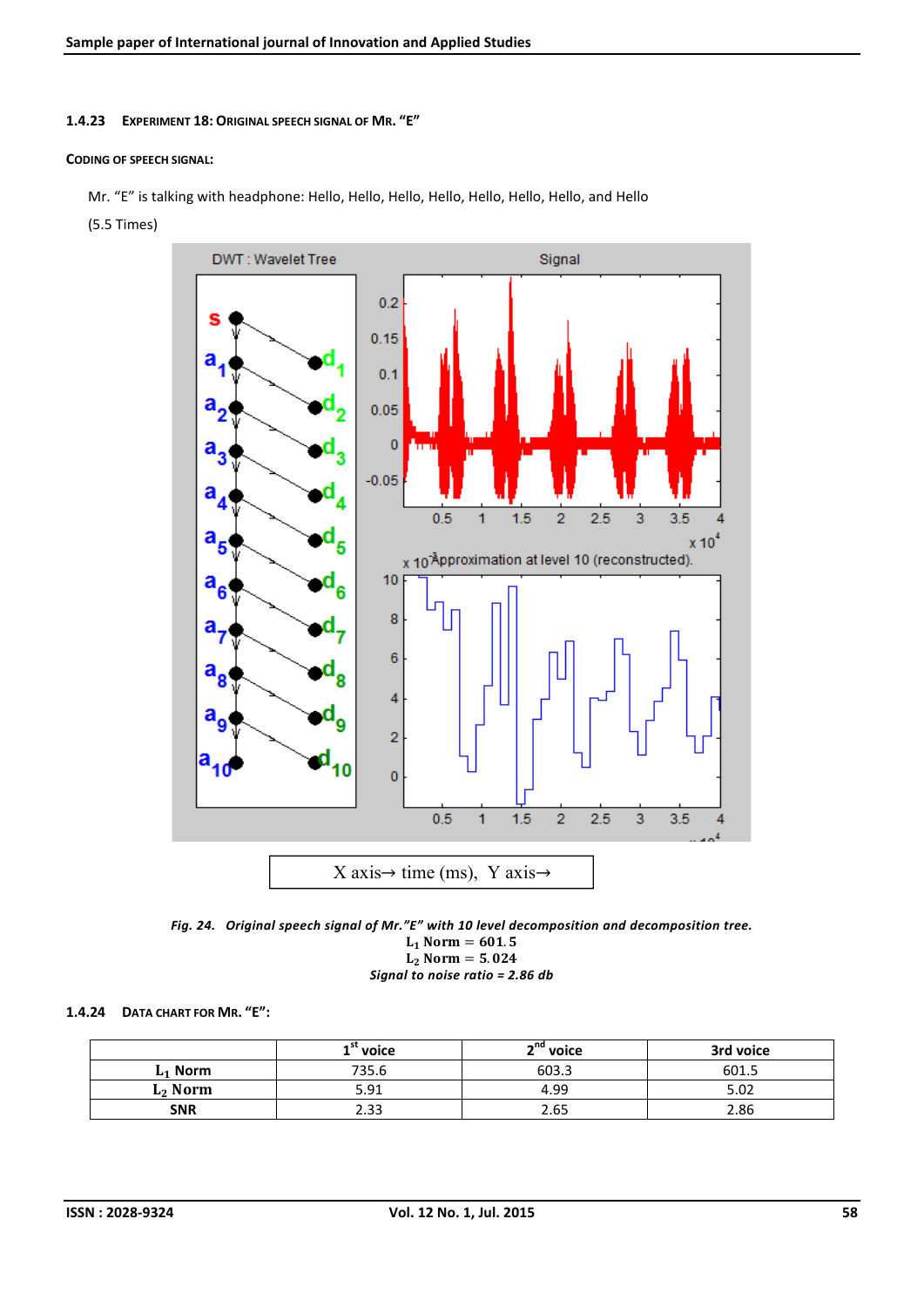### 1.4.23 Experiment 18: Original speech signal of Mr. "E"

#### Coding of speech signal:

Mr. "E" is talking with headphone: Hello, Hello, Hello, Hello, Hello, Hello, Hello, and Hello

(5.5 Times)

X axis→ time (ms), Y axis→

*Fig. 24. Original speech signal of Mr."E" with 10 level decomposition and decomposition tree.*

$L_1$ Norm = 601.5

$L_2$ Norm = 5.024

*Signal to noise ratio = 2.86 db*

### 1.4.24 Data chart for Mr. "E":

| | 1st voice | 2nd voice | 3rd voice |
|---|---|---|---|
| $L_1$ Norm | 735.6 | 603.3 | 601.5 |
| $L_2$ Norm | 5.91 | 4.99 | 5.02 |
| SNR | 2.33 | 2.65 | 2.86 |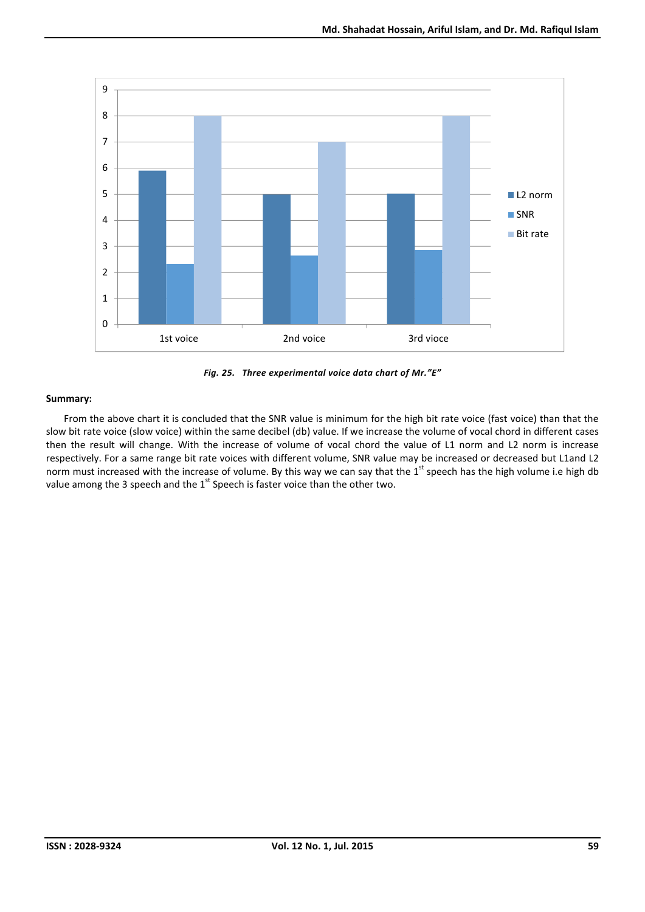Fig. 25.   Three experimental voice data chart of Mr."E"

**Summary:**

From the above chart it is concluded that the SNR value is minimum for the high bit rate voice (fast voice) than that the slow bit rate voice (slow voice) within the same decibel (db) value. If we increase the volume of vocal chord in different cases then the result will change. With the increase of volume of vocal chord the value of L1 norm and L2 norm is increase respectively. For a same range bit rate voices with different volume, SNR value may be increased or decreased but L1and L2 norm must increased with the increase of volume. By this way we can say that the 1st speech has the high volume i.e high db value among the 3 speech and the 1st Speech is faster voice than the other two.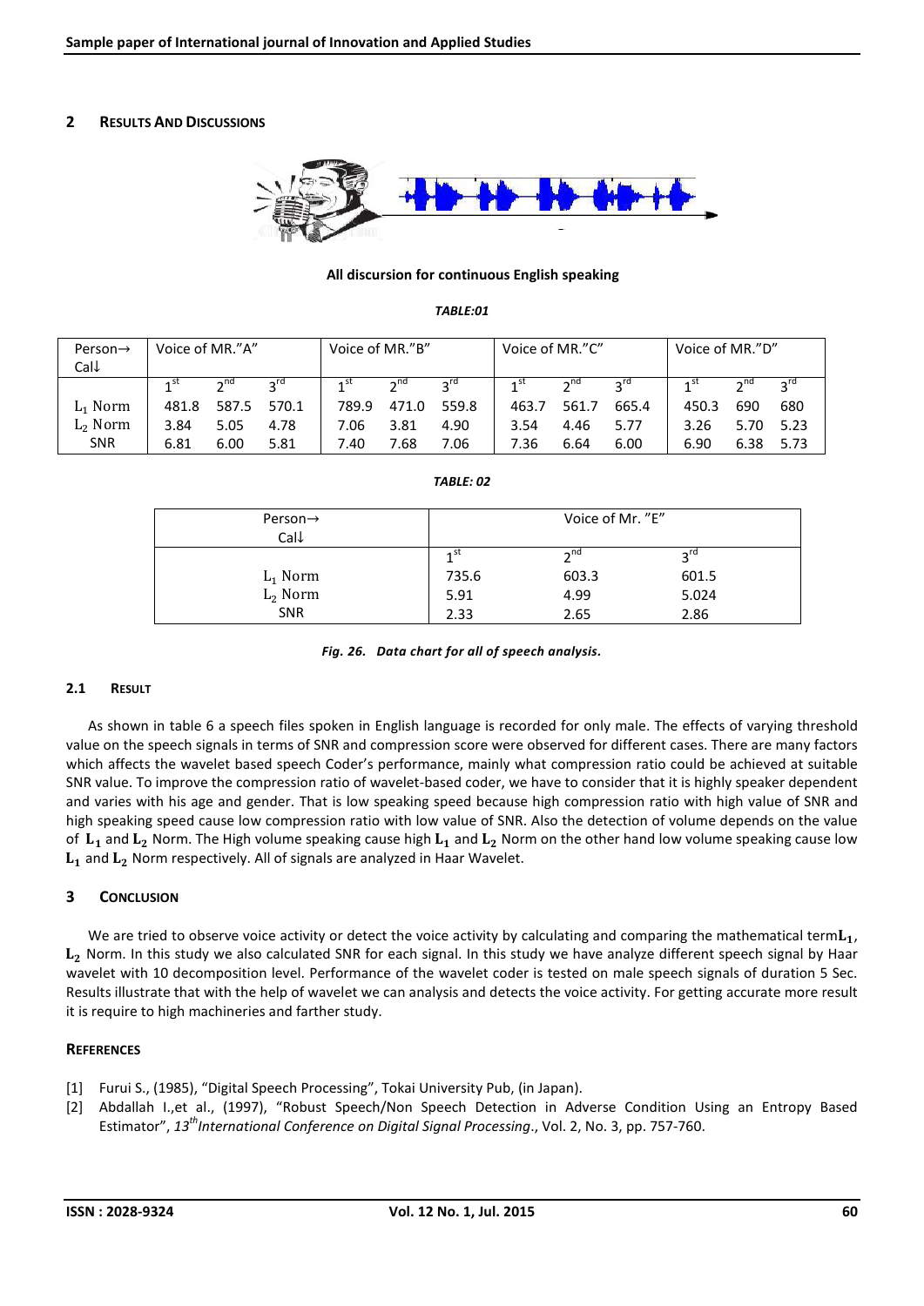## 2 RESULTS AND DISCUSSIONS

**All discursion for continuous English speaking**

***TABLE:01***

| Person→ Call↓ | Voice of MR."A" | | | Voice of MR."B" | | | Voice of MR."C" | | | Voice of MR."D" | | |
|---|---|---|---|---|---|---|---|---|---|---|---|---|
| | 1st | 2nd | 3rd | 1st | 2nd | 3rd | 1st | 2nd | 3rd | 1st | 2nd | 3rd |
| $L_1$ Norm | 481.8 | 587.5 | 570.1 | 789.9 | 471.0 | 559.8 | 463.7 | 561.7 | 665.4 | 450.3 | 690 | 680 |
| $L_2$ Norm | 3.84 | 5.05 | 4.78 | 7.06 | 3.81 | 4.90 | 3.54 | 4.46 | 5.77 | 3.26 | 5.70 | 5.23 |
| SNR | 6.81 | 6.00 | 5.81 | 7.40 | 7.68 | 7.06 | 7.36 | 6.64 | 6.00 | 6.90 | 6.38 | 5.73 |

***TABLE: 02***

| Person→ Call↓ | Voice of Mr. "E" | | |
|---|---|---|---|
| | 1st | 2nd | 3rd |
| $L_1$ Norm | 735.6 | 603.3 | 601.5 |
| $L_2$ Norm | 5.91 | 4.99 | 5.024 |
| SNR | 2.33 | 2.65 | 2.86 |

***Fig. 26. Data chart for all of speech analysis.***

### 2.1 RESULT

As shown in table 6 a speech files spoken in English language is recorded for only male. The effects of varying threshold value on the speech signals in terms of SNR and compression score were observed for different cases. There are many factors which affects the wavelet based speech Coder's performance, mainly what compression ratio could be achieved at suitable SNR value. To improve the compression ratio of wavelet-based coder, we have to consider that it is highly speaker dependent and varies with his age and gender. That is low speaking speed because high compression ratio with high value of SNR and high speaking speed cause low compression ratio with low value of SNR. Also the detection of volume depends on the value of $\mathbf{L_1}$ and $\mathbf{L_2}$ Norm. The High volume speaking cause high $\mathbf{L_1}$ and $\mathbf{L_2}$ Norm on the other hand low volume speaking cause low $\mathbf{L_1}$ and $\mathbf{L_2}$ Norm respectively. All of signals are analyzed in Haar Wavelet.

## 3 CONCLUSION

We are tried to observe voice activity or detect the voice activity by calculating and comparing the mathematical term$\mathbf{L_1}$, $\mathbf{L_2}$ Norm. In this study we also calculated SNR for each signal. In this study we have analyze different speech signal by Haar wavelet with 10 decomposition level. Performance of the wavelet coder is tested on male speech signals of duration 5 Sec. Results illustrate that with the help of wavelet we can analysis and detects the voice activity. For getting accurate more result it is require to high machineries and farther study.

## REFERENCES

[1] Furui S., (1985), "Digital Speech Processing", Tokai University Pub, (in Japan).

[2] Abdallah I.,et al., (1997), "Robust Speech/Non Speech Detection in Adverse Condition Using an Entropy Based Estimator", *13th International Conference on Digital Signal Processing*., Vol. 2, No. 3, pp. 757-760.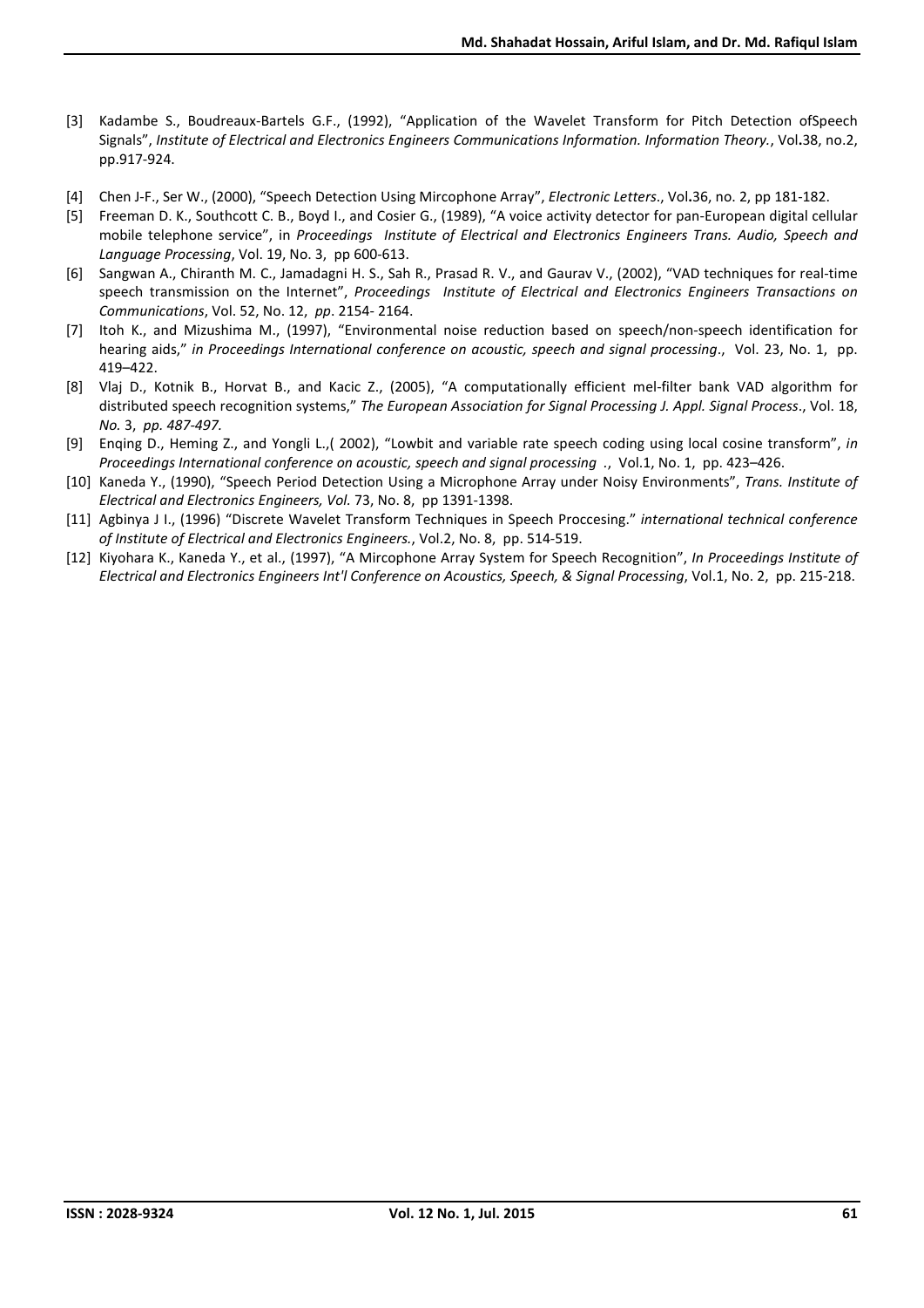[3] Kadambe S., Boudreaux-Bartels G.F., (1992), "Application of the Wavelet Transform for Pitch Detection ofSpeech Signals", *Institute of Electrical and Electronics Engineers Communications Information. Information Theory.*, Vol**.**38, no.2, pp.917-924.

[4] Chen J-F., Ser W., (2000), "Speech Detection Using Mircophone Array", *Electronic Letters*., Vol**.**36, no. 2, pp 181-182.

[5] Freeman D. K., Southcott C. B., Boyd I., and Cosier G., (1989), "A voice activity detector for pan-European digital cellular mobile telephone service", in *Proceedings Institute of Electrical and Electronics Engineers Trans. Audio, Speech and Language Processing*, Vol. 19, No. 3, pp 600-613.

[6] Sangwan A., Chiranth M. C., Jamadagni H. S., Sah R., Prasad R. V., and Gaurav V., (2002), "VAD techniques for real-time speech transmission on the Internet", *Proceedings Institute of Electrical and Electronics Engineers Transactions on Communications*, Vol. 52, No. 12, *pp*. 2154- 2164.

[7] Itoh K., and Mizushima M., (1997), "Environmental noise reduction based on speech/non-speech identification for hearing aids," *in Proceedings International conference on acoustic, speech and signal processing*., Vol. 23, No. 1, pp. 419–422.

[8] Vlaj D., Kotnik B., Horvat B., and Kacic Z., (2005), "A computationally efficient mel-filter bank VAD algorithm for distributed speech recognition systems," *The European Association for Signal Processing J. Appl. Signal Process*., Vol. 18, *No.* 3, *pp. 487-497.*

[9] Enqing D., Heming Z., and Yongli L.,( 2002), "Lowbit and variable rate speech coding using local cosine transform", *in Proceedings International conference on acoustic, speech and signal processing* ., Vol.1, No. 1, pp. 423–426.

[10] Kaneda Y., (1990), "Speech Period Detection Using a Microphone Array under Noisy Environments", *Trans. Institute of Electrical and Electronics Engineers, Vol.* 73, No. 8, pp 1391-1398.

[11] Agbinya J I., (1996) "Discrete Wavelet Transform Techniques in Speech Proccesing." *international technical conference of Institute of Electrical and Electronics Engineers.*, Vol.2, No. 8, pp. 514-519.

[12] Kiyohara K., Kaneda Y., et al., (1997), "A Mircophone Array System for Speech Recognition", *In Proceedings Institute of Electrical and Electronics Engineers Int'l Conference on Acoustics, Speech, & Signal Processing*, Vol.1, No. 2, pp. 215-218.